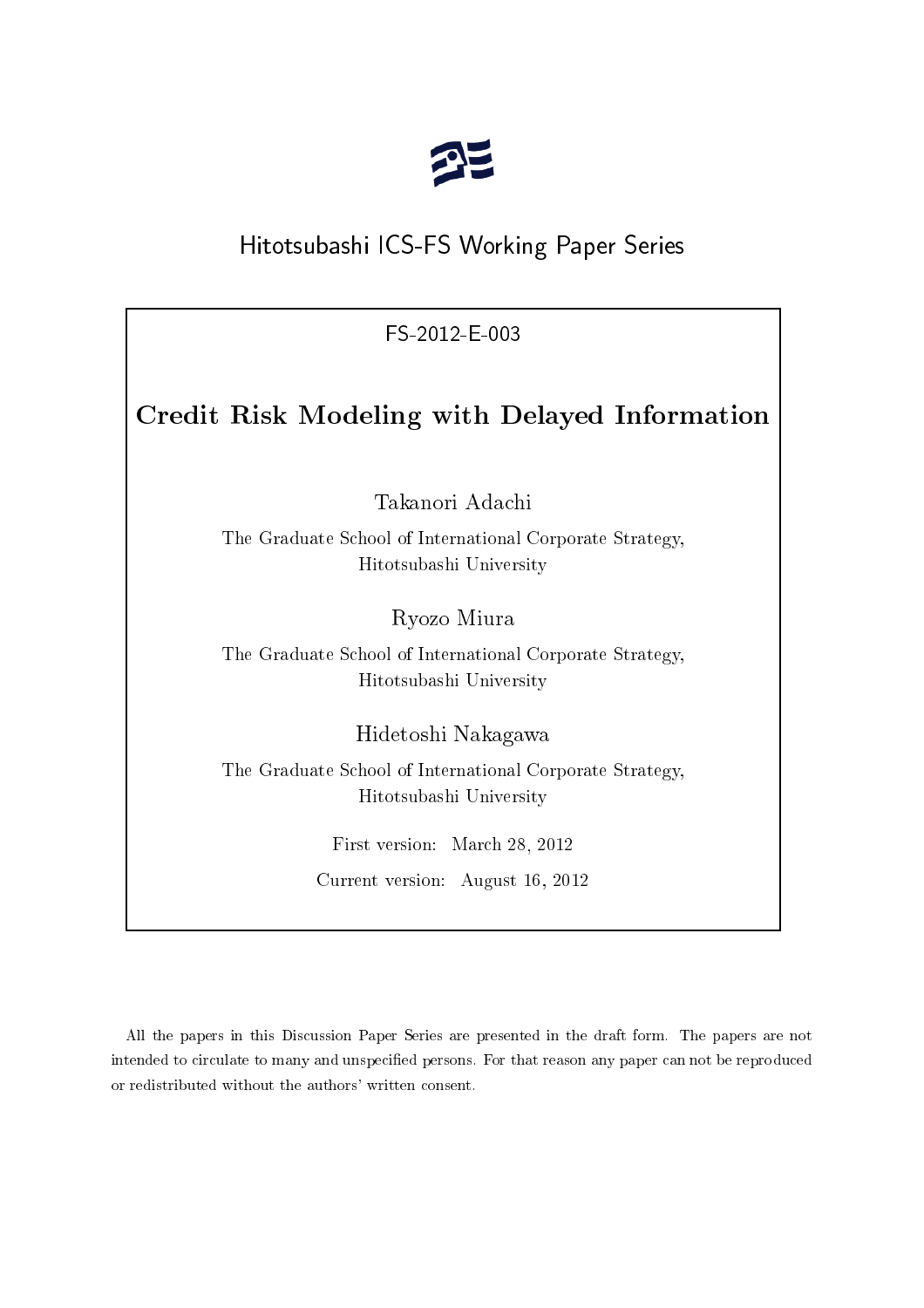Hitotsubashi ICS-FS Working Paper Series

FS-2012-E-003

# Credit Risk Modeling with Delayed Information

Takanori Adachi

The Graduate School of International Corporate Strategy,
Hitotsubashi University

Ryozo Miura

The Graduate School of International Corporate Strategy,
Hitotsubashi University

Hidetoshi Nakagawa

The Graduate School of International Corporate Strategy,
Hitotsubashi University

First version: March 28, 2012

Current version: August 16, 2012

All the papers in this Discussion Paper Series are presented in the draft form. The papers are not intended to circulate to many and unspecified persons. For that reason any paper can not be reproduced or redistributed without the authors' written consent.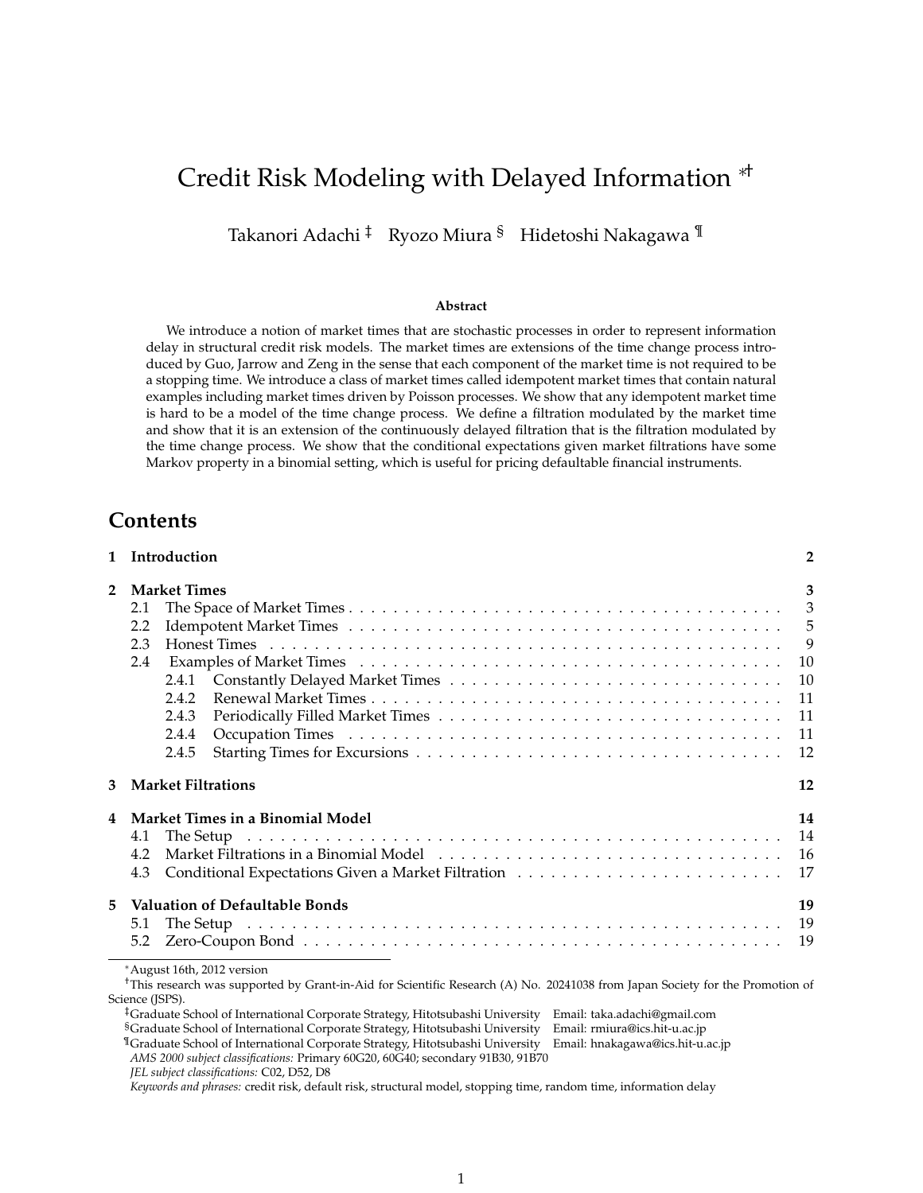# Credit Risk Modeling with Delayed Information [*†]

Takanori Adachi [‡] Ryozo Miura [§] Hidetoshi Nakagawa [¶]

**Abstract**

We introduce a notion of market times that are stochastic processes in order to represent information delay in structural credit risk models. The market times are extensions of the time change process introduced by Guo, Jarrow and Zeng in the sense that each component of the market time is not required to be a stopping time. We introduce a class of market times called idempotent market times that contain natural examples including market times driven by Poisson processes. We show that any idempotent market time is hard to be a model of the time change process. We define a filtration modulated by the market time and show that it is an extension of the continuously delayed filtration that is the filtration modulated by the time change process. We show that the conditional expectations given market filtrations have some Markov property in a binomial setting, which is useful for pricing defaultable financial instruments.

## Contents

**1 Introduction** — **2**

**2 Market Times** — **3**
- 2.1 The Space of Market Times — 3
- 2.2 Idempotent Market Times — 5
- 2.3 Honest Times — 9
- 2.4 Examples of Market Times — 10
  - 2.4.1 Constantly Delayed Market Times — 10
  - 2.4.2 Renewal Market Times — 11
  - 2.4.3 Periodically Filled Market Times — 11
  - 2.4.4 Occupation Times — 11
  - 2.4.5 Starting Times for Excursions — 12

**3 Market Filtrations** — **12**

**4 Market Times in a Binomial Model** — **14**
- 4.1 The Setup — 14
- 4.2 Market Filtrations in a Binomial Model — 16
- 4.3 Conditional Expectations Given a Market Filtration — 17

**5 Valuation of Defaultable Bonds** — **19**
- 5.1 The Setup — 19
- 5.2 Zero-Coupon Bond — 19

---

[*] August 16th, 2012 version

[†] This research was supported by Grant-in-Aid for Scientific Research (A) No. 20241038 from Japan Society for the Promotion of Science (JSPS).

[‡] Graduate School of International Corporate Strategy, Hitotsubashi University Email: taka.adachi@gmail.com

[§] Graduate School of International Corporate Strategy, Hitotsubashi University Email: rmiura@ics.hit-u.ac.jp

[¶] Graduate School of International Corporate Strategy, Hitotsubashi University Email: hnakagawa@ics.hit-u.ac.jp

*AMS 2000 subject classifications:* Primary 60G20, 60G40; secondary 91B30, 91B70

*JEL subject classifications:* C02, D52, D8

*Keywords and phrases:* credit risk, default risk, structural model, stopping time, random time, information delay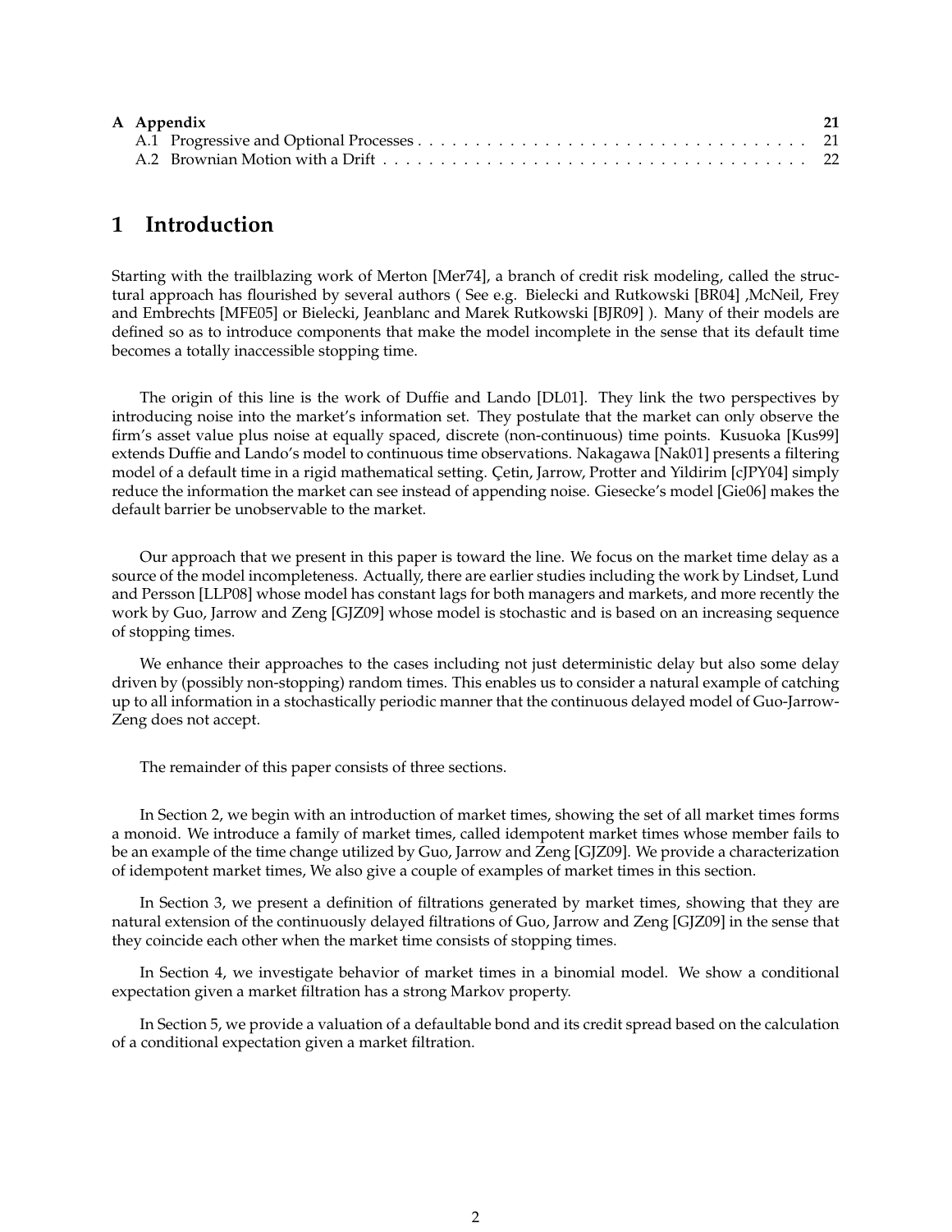| | |
|---|---|
| **A Appendix** | **21** |
| A.1 Progressive and Optional Processes | 21 |
| A.2 Brownian Motion with a Drift | 22 |

# 1 Introduction

Starting with the trailblazing work of Merton [Mer74], a branch of credit risk modeling, called the structural approach has flourished by several authors ( See e.g. Bielecki and Rutkowski [BR04] ,McNeil, Frey and Embrechts [MFE05] or Bielecki, Jeanblanc and Marek Rutkowski [BJR09] ). Many of their models are defined so as to introduce components that make the model incomplete in the sense that its default time becomes a totally inaccessible stopping time.

The origin of this line is the work of Duffie and Lando [DL01]. They link the two perspectives by introducing noise into the market's information set. They postulate that the market can only observe the firm's asset value plus noise at equally spaced, discrete (non-continuous) time points. Kusuoka [Kus99] extends Duffie and Lando's model to continuous time observations. Nakagawa [Nak01] presents a filtering model of a default time in a rigid mathematical setting. Çetin, Jarrow, Protter and Yildirim [cJPY04] simply reduce the information the market can see instead of appending noise. Giesecke's model [Gie06] makes the default barrier be unobservable to the market.

Our approach that we present in this paper is toward the line. We focus on the market time delay as a source of the model incompleteness. Actually, there are earlier studies including the work by Lindset, Lund and Persson [LLP08] whose model has constant lags for both managers and markets, and more recently the work by Guo, Jarrow and Zeng [GJZ09] whose model is stochastic and is based on an increasing sequence of stopping times.

We enhance their approaches to the cases including not just deterministic delay but also some delay driven by (possibly non-stopping) random times. This enables us to consider a natural example of catching up to all information in a stochastically periodic manner that the continuous delayed model of Guo-Jarrow-Zeng does not accept.

The remainder of this paper consists of three sections.

In Section 2, we begin with an introduction of market times, showing the set of all market times forms a monoid. We introduce a family of market times, called idempotent market times whose member fails to be an example of the time change utilized by Guo, Jarrow and Zeng [GJZ09]. We provide a characterization of idempotent market times, We also give a couple of examples of market times in this section.

In Section 3, we present a definition of filtrations generated by market times, showing that they are natural extension of the continuously delayed filtrations of Guo, Jarrow and Zeng [GJZ09] in the sense that they coincide each other when the market time consists of stopping times.

In Section 4, we investigate behavior of market times in a binomial model. We show a conditional expectation given a market filtration has a strong Markov property.

In Section 5, we provide a valuation of a defaultable bond and its credit spread based on the calculation of a conditional expectation given a market filtration.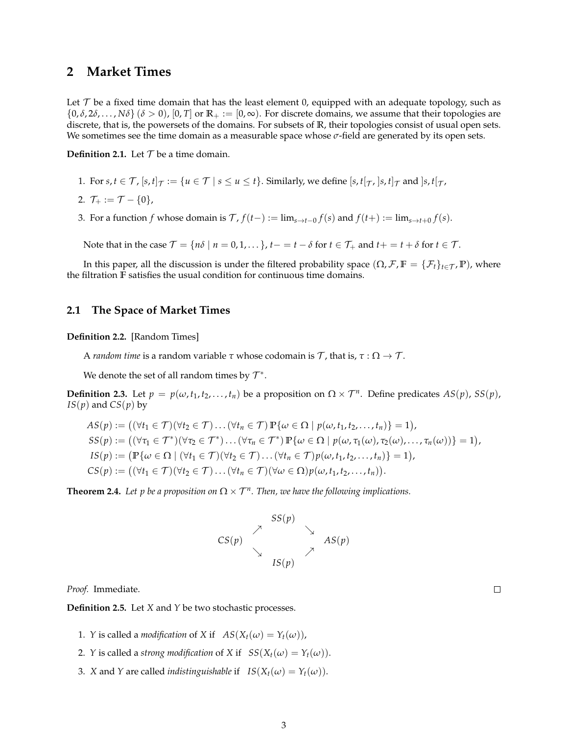## 2 Market Times

Let $\mathcal{T}$ be a fixed time domain that has the least element 0, equipped with an adequate topology, such as $\{0, \delta, 2\delta, \dots, N\delta\}$ $(\delta > 0)$, $[0, T]$ or $\mathbb{R}_+ := [0, \infty)$. For discrete domains, we assume that their topologies are discrete, that is, the powersets of the domains. For subsets of $\mathbb{R}$, their topologies consist of usual open sets. We sometimes see the time domain as a measurable space whose $\sigma$-field are generated by its open sets.

**Definition 2.1.** Let $\mathcal{T}$ be a time domain.

1. For $s, t \in \mathcal{T}$, $[s, t]_{\mathcal{T}} := \{u \in \mathcal{T} \mid s \le u \le t\}$. Similarly, we define $[s, t[_{\mathcal{T}}$, $]s, t]_{\mathcal{T}}$ and $]s, t[_{\mathcal{T}}$,
2. $\mathcal{T}_+ := \mathcal{T} - \{0\}$,
3. For a function $f$ whose domain is $\mathcal{T}$, $f(t-) := \lim_{s \to t-0} f(s)$ and $f(t+) := \lim_{s \to t+0} f(s)$.

Note that in the case $\mathcal{T} = \{n\delta \mid n = 0, 1, \dots\}$, $t- = t - \delta$ for $t \in \mathcal{T}_+$ and $t+ = t + \delta$ for $t \in \mathcal{T}$.

In this paper, all the discussion is under the filtered probability space $(\Omega, \mathcal{F}, \mathbb{F} = \{\mathcal{F}_t\}_{t \in \mathcal{T}}, \mathbb{P})$, where the filtration $\mathbb{F}$ satisfies the usual condition for continuous time domains.

### 2.1 The Space of Market Times

**Definition 2.2.** [Random Times]

A *random time* is a random variable $\tau$ whose codomain is $\mathcal{T}$, that is, $\tau : \Omega \to \mathcal{T}$.

We denote the set of all random times by $\mathcal{T}^*$.

**Definition 2.3.** Let $p = p(\omega, t_1, t_2, \dots, t_n)$ be a proposition on $\Omega \times \mathcal{T}^n$. Define predicates $AS(p)$, $SS(p)$, $IS(p)$ and $CS(p)$ by

$$
\begin{aligned}
AS(p) &:= \big((\forall t_1 \in \mathcal{T})(\forall t_2 \in \mathcal{T}) \dots (\forall t_n \in \mathcal{T})\, \mathbb{P}\{\omega \in \Omega \mid p(\omega, t_1, t_2, \dots, t_n)\} = 1\big), \\
SS(p) &:= \big((\forall \tau_1 \in \mathcal{T}^*)(\forall \tau_2 \in \mathcal{T}^*) \dots (\forall \tau_n \in \mathcal{T}^*)\, \mathbb{P}\{\omega \in \Omega \mid p(\omega, \tau_1(\omega), \tau_2(\omega), \dots, \tau_n(\omega))\} = 1\big), \\
IS(p) &:= \big(\mathbb{P}\{\omega \in \Omega \mid (\forall t_1 \in \mathcal{T})(\forall t_2 \in \mathcal{T}) \dots (\forall t_n \in \mathcal{T}) p(\omega, t_1, t_2, \dots, t_n)\} = 1\big), \\
CS(p) &:= \big((\forall t_1 \in \mathcal{T})(\forall t_2 \in \mathcal{T}) \dots (\forall t_n \in \mathcal{T})(\forall \omega \in \Omega) p(\omega, t_1, t_2, \dots, t_n)\big).
\end{aligned}
$$

**Theorem 2.4.** *Let $p$ be a proposition on $\Omega \times \mathcal{T}^n$. Then, we have the following implications.*

$$
\begin{array}{ccccc}
 & & SS(p) & & \\
 & \nearrow & & \searrow & \\
CS(p) & & & & AS(p) \\
 & \searrow & & \nearrow & \\
 & & IS(p) & &
\end{array}
$$

*Proof.* Immediate. □

**Definition 2.5.** Let $X$ and $Y$ be two stochastic processes.

1. $Y$ is called a *modification* of $X$ if $AS(X_t(\omega) = Y_t(\omega))$,
2. $Y$ is called a *strong modification* of $X$ if $SS(X_t(\omega) = Y_t(\omega))$.
3. $X$ and $Y$ are called *indistinguishable* if $IS(X_t(\omega) = Y_t(\omega))$.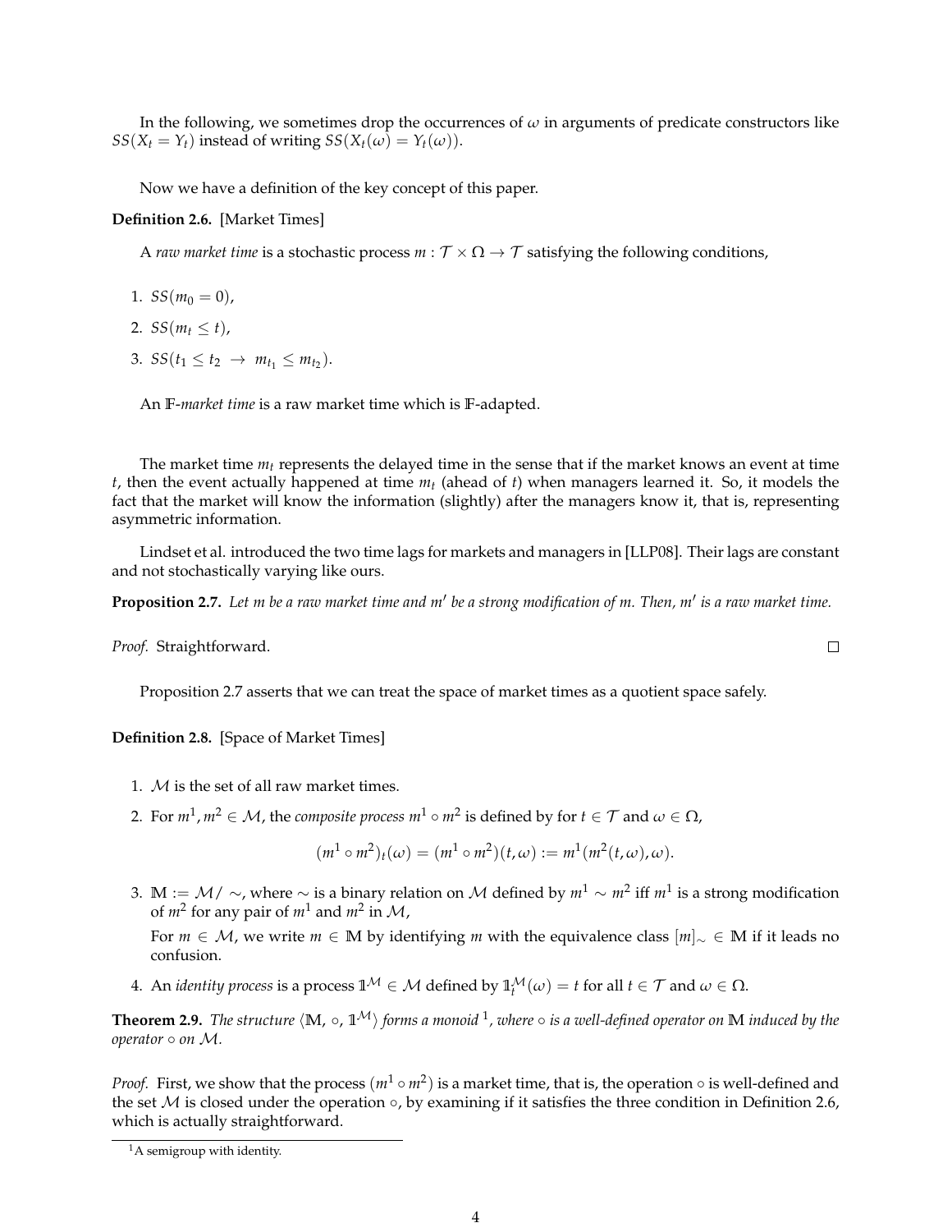In the following, we sometimes drop the occurrences of $\omega$ in arguments of predicate constructors like $SS(X_t = Y_t)$ instead of writing $SS(X_t(\omega) = Y_t(\omega))$.

Now we have a definition of the key concept of this paper.

**Definition 2.6.** [Market Times]

A *raw market time* is a stochastic process $m : \mathcal{T} \times \Omega \to \mathcal{T}$ satisfying the following conditions,

1. $SS(m_0 = 0)$,
2. $SS(m_t \leq t)$,
3. $SS(t_1 \leq t_2 \ \rightarrow \ m_{t_1} \leq m_{t_2})$.

An $\mathbb{F}$-*market time* is a raw market time which is $\mathbb{F}$-adapted.

The market time $m_t$ represents the delayed time in the sense that if the market knows an event at time $t$, then the event actually happened at time $m_t$ (ahead of $t$) when managers learned it. So, it models the fact that the market will know the information (slightly) after the managers know it, that is, representing asymmetric information.

Lindset et al. introduced the two time lags for markets and managers in [LLP08]. Their lags are constant and not stochastically varying like ours.

**Proposition 2.7.** *Let $m$ be a raw market time and $m'$ be a strong modification of $m$. Then, $m'$ is a raw market time.*

*Proof.* Straightforward. $\square$

Proposition 2.7 asserts that we can treat the space of market times as a quotient space safely.

**Definition 2.8.** [Space of Market Times]

1. $\mathcal{M}$ is the set of all raw market times.
2. For $m^1, m^2 \in \mathcal{M}$, the *composite process* $m^1 \circ m^2$ is defined by for $t \in \mathcal{T}$ and $\omega \in \Omega$,
$$(m^1 \circ m^2)_t(\omega) = (m^1 \circ m^2)(t, \omega) := m^1(m^2(t, \omega), \omega).$$
3. $\mathbb{M} := \mathcal{M}/\sim$, where $\sim$ is a binary relation on $\mathcal{M}$ defined by $m^1 \sim m^2$ iff $m^1$ is a strong modification of $m^2$ for any pair of $m^1$ and $m^2$ in $\mathcal{M}$,

   For $m \in \mathcal{M}$, we write $m \in \mathbb{M}$ by identifying $m$ with the equivalence class $[m]_\sim \in \mathbb{M}$ if it leads no confusion.
4. An *identity process* is a process $\mathbb{1}^{\mathcal{M}} \in \mathcal{M}$ defined by $\mathbb{1}^{\mathcal{M}}_t(\omega) = t$ for all $t \in \mathcal{T}$ and $\omega \in \Omega$.

**Theorem 2.9.** *The structure $\langle \mathbb{M}, \circ, \mathbb{1}^{\mathcal{M}} \rangle$ forms a monoid [1], where $\circ$ is a well-defined operator on $\mathbb{M}$ induced by the operator $\circ$ on $\mathcal{M}$.*

*Proof.* First, we show that the process $(m^1 \circ m^2)$ is a market time, that is, the operation $\circ$ is well-defined and the set $\mathcal{M}$ is closed under the operation $\circ$, by examining if it satisfies the three condition in Definition 2.6, which is actually straightforward.

[1] A semigroup with identity.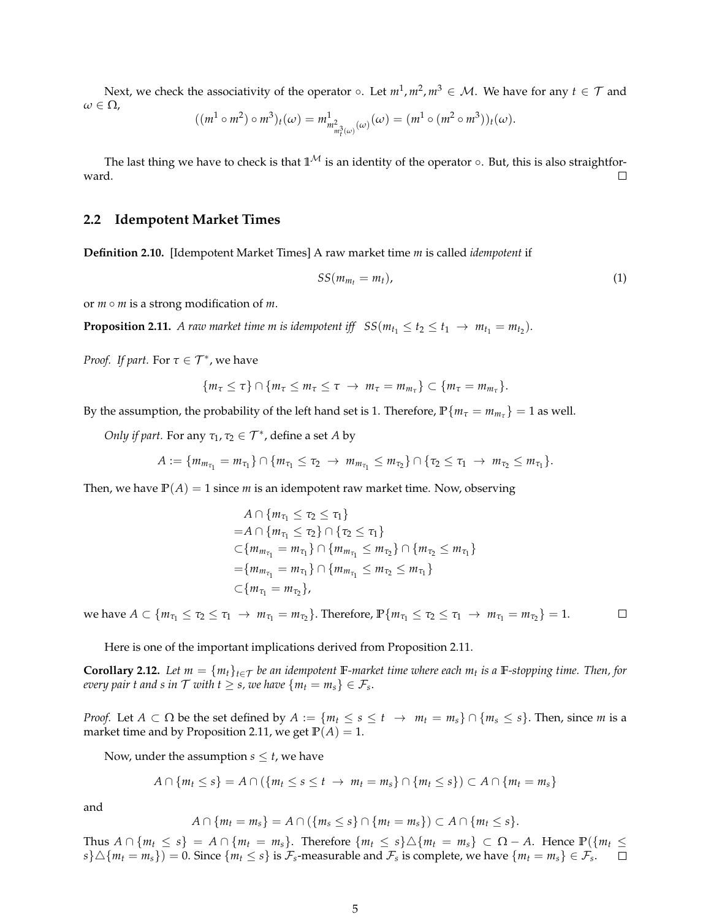Next, we check the associativity of the operator $\circ$. Let $m^1, m^2, m^3 \in \mathcal{M}$. We have for any $t \in \mathcal{T}$ and $\omega \in \Omega$,

$$((m^1 \circ m^2) \circ m^3)_t(\omega) = m^1_{m^2_{m^3_t(\omega)}(\omega)}(\omega) = (m^1 \circ (m^2 \circ m^3))_t(\omega).$$

The last thing we have to check is that $\mathbb{1}^{\mathcal{M}}$ is an identity of the operator $\circ$. But, this is also straightforward. $\square$

## 2.2 Idempotent Market Times

**Definition 2.10.** [Idempotent Market Times] A raw market time $m$ is called *idempotent* if

$$SS(m_{m_t} = m_t), \tag{1}$$

or $m \circ m$ is a strong modification of $m$.

**Proposition 2.11.** *A raw market time $m$ is idempotent iff $SS(m_{t_1} \le t_2 \le t_1 \;\to\; m_{t_1} = m_{t_2})$.*

*Proof. If part.* For $\tau \in \mathcal{T}^*$, we have

$$\{m_\tau \le \tau\} \cap \{m_\tau \le m_\tau \le \tau \;\to\; m_\tau = m_{m_\tau}\} \subset \{m_\tau = m_{m_\tau}\}.$$

By the assumption, the probability of the left hand set is 1. Therefore, $\mathbb{P}\{m_\tau = m_{m_\tau}\} = 1$ as well.

*Only if part.* For any $\tau_1, \tau_2 \in \mathcal{T}^*$, define a set $A$ by

$$A := \{m_{m_{\tau_1}} = m_{\tau_1}\} \cap \{m_{\tau_1} \le \tau_2 \;\to\; m_{m_{\tau_1}} \le m_{\tau_2}\} \cap \{\tau_2 \le \tau_1 \;\to\; m_{\tau_2} \le m_{\tau_1}\}.$$

Then, we have $\mathbb{P}(A) = 1$ since $m$ is an idempotent raw market time. Now, observing

$$\begin{aligned}
&A \cap \{m_{\tau_1} \le \tau_2 \le \tau_1\} \\
=&A \cap \{m_{\tau_1} \le \tau_2\} \cap \{\tau_2 \le \tau_1\} \\
\subset&\{m_{m_{\tau_1}} = m_{\tau_1}\} \cap \{m_{m_{\tau_1}} \le m_{\tau_2}\} \cap \{m_{\tau_2} \le m_{\tau_1}\} \\
=&\{m_{m_{\tau_1}} = m_{\tau_1}\} \cap \{m_{m_{\tau_1}} \le m_{\tau_2} \le m_{\tau_1}\} \\
\subset&\{m_{\tau_1} = m_{\tau_2}\},
\end{aligned}$$

we have $A \subset \{m_{\tau_1} \le \tau_2 \le \tau_1 \;\to\; m_{\tau_1} = m_{\tau_2}\}$. Therefore, $\mathbb{P}\{m_{\tau_1} \le \tau_2 \le \tau_1 \;\to\; m_{\tau_1} = m_{\tau_2}\} = 1$. $\square$

Here is one of the important implications derived from Proposition 2.11.

**Corollary 2.12.** *Let $m = \{m_t\}_{t \in \mathcal{T}}$ be an idempotent $\mathbb{F}$-market time where each $m_t$ is a $\mathbb{F}$-stopping time. Then, for every pair $t$ and $s$ in $\mathcal{T}$ with $t \ge s$, we have $\{m_t = m_s\} \in \mathcal{F}_s$.*

*Proof.* Let $A \subset \Omega$ be the set defined by $A := \{m_t \le s \le t \;\to\; m_t = m_s\} \cap \{m_s \le s\}$. Then, since $m$ is a market time and by Proposition 2.11, we get $\mathbb{P}(A) = 1$.

Now, under the assumption $s \le t$, we have

$$A \cap \{m_t \le s\} = A \cap (\{m_t \le s \le t \;\to\; m_t = m_s\} \cap \{m_t \le s\}) \subset A \cap \{m_t = m_s\}$$

and

$$A \cap \{m_t = m_s\} = A \cap (\{m_s \le s\} \cap \{m_t = m_s\}) \subset A \cap \{m_t \le s\}.$$

Thus $A \cap \{m_t \le s\} = A \cap \{m_t = m_s\}$. Therefore $\{m_t \le s\} \triangle \{m_t = m_s\} \subset \Omega - A$. Hence $\mathbb{P}(\{m_t \le s\} \triangle \{m_t = m_s\}) = 0$. Since $\{m_t \le s\}$ is $\mathcal{F}_s$-measurable and $\mathcal{F}_s$ is complete, we have $\{m_t = m_s\} \in \mathcal{F}_s$. $\square$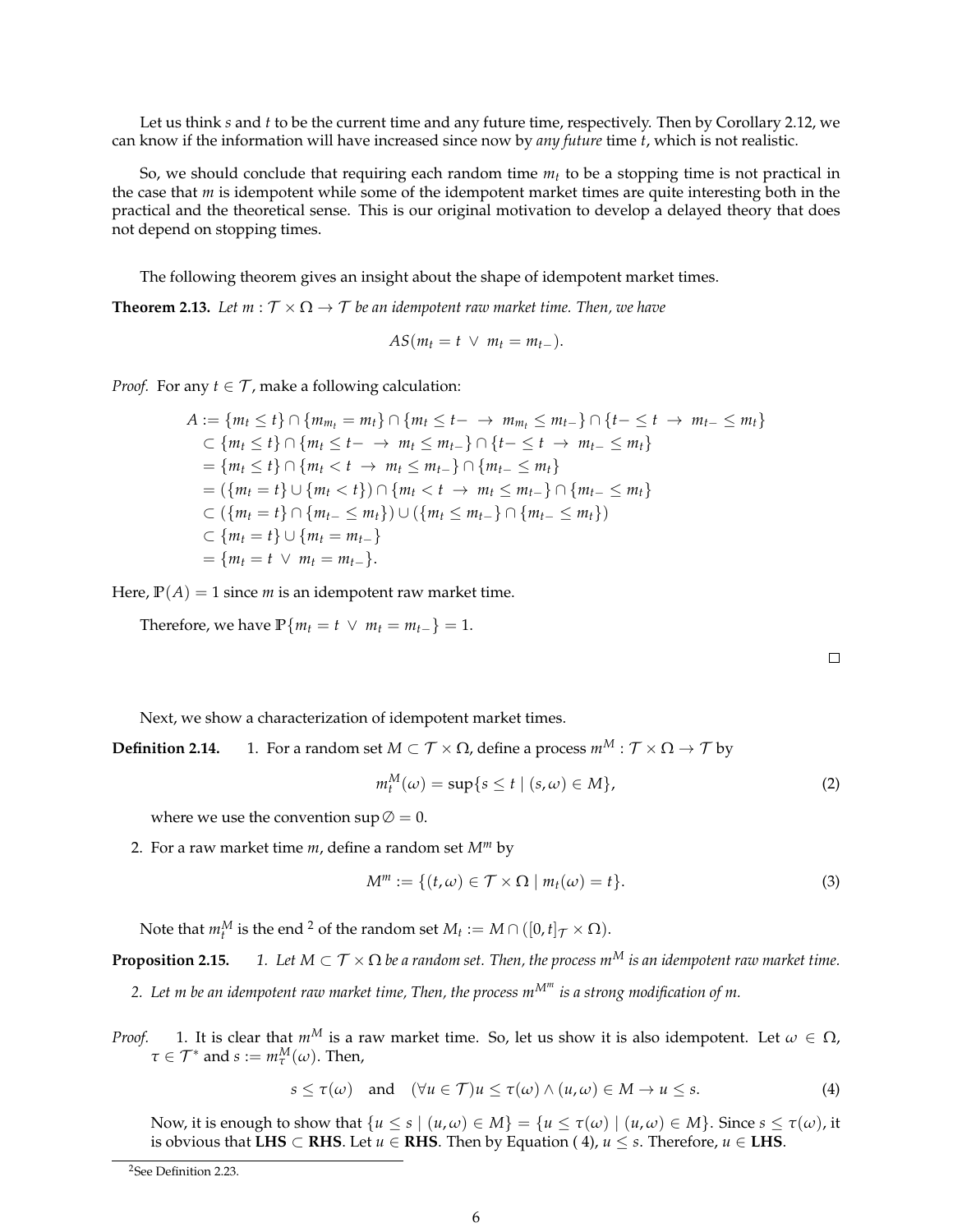Let us think $s$ and $t$ to be the current time and any future time, respectively. Then by Corollary 2.12, we can know if the information will have increased since now by *any future* time $t$, which is not realistic.

So, we should conclude that requiring each random time $m_t$ to be a stopping time is not practical in the case that $m$ is idempotent while some of the idempotent market times are quite interesting both in the practical and the theoretical sense. This is our original motivation to develop a delayed theory that does not depend on stopping times.

The following theorem gives an insight about the shape of idempotent market times.

**Theorem 2.13.** *Let $m : \mathcal{T} \times \Omega \to \mathcal{T}$ be an idempotent raw market time. Then, we have*

$$AS(m_t = t \ \vee \ m_t = m_{t-}).$$

*Proof.* For any $t \in \mathcal{T}$, make a following calculation:

$$\begin{aligned}
A &:= \{m_t \leq t\} \cap \{m_{m_t} = m_t\} \cap \{m_t \leq t- \ \to \ m_{m_t} \leq m_{t-}\} \cap \{t- \leq t \ \to \ m_{t-} \leq m_t\} \\
&\subset \{m_t \leq t\} \cap \{m_t \leq t- \ \to \ m_t \leq m_{t-}\} \cap \{t- \leq t \ \to \ m_{t-} \leq m_t\} \\
&= \{m_t \leq t\} \cap \{m_t < t \ \to \ m_t \leq m_{t-}\} \cap \{m_{t-} \leq m_t\} \\
&= (\{m_t = t\} \cup \{m_t < t\}) \cap \{m_t < t \ \to \ m_t \leq m_{t-}\} \cap \{m_{t-} \leq m_t\} \\
&\subset (\{m_t = t\} \cap \{m_{t-} \leq m_t\}) \cup (\{m_t \leq m_{t-}\} \cap \{m_{t-} \leq m_t\}) \\
&\subset \{m_t = t\} \cup \{m_t = m_{t-}\} \\
&= \{m_t = t \ \vee \ m_t = m_{t-}\}.
\end{aligned}$$

Here, $\mathbb{P}(A) = 1$ since $m$ is an idempotent raw market time.

Therefore, we have $\mathbb{P}\{m_t = t \ \vee \ m_t = m_{t-}\} = 1$.

□

Next, we show a characterization of idempotent market times.

**Definition 2.14.** 1. For a random set $M \subset \mathcal{T} \times \Omega$, define a process $m^M : \mathcal{T} \times \Omega \to \mathcal{T}$ by

$$m_t^M(\omega) = \sup\{s \leq t \mid (s, \omega) \in M\}, \tag{2}$$

where we use the convention $\sup \varnothing = 0$.

2. For a raw market time $m$, define a random set $M^m$ by

$$M^m := \{(t, \omega) \in \mathcal{T} \times \Omega \mid m_t(\omega) = t\}. \tag{3}$$

Note that $m_t^M$ is the end [2] of the random set $M_t := M \cap ([0, t]_{\mathcal{T}} \times \Omega)$.

**Proposition 2.15.** *1. Let $M \subset \mathcal{T} \times \Omega$ be a random set. Then, the process $m^M$ is an idempotent raw market time.*

*2. Let $m$ be an idempotent raw market time, Then, the process $m^{M^m}$ is a strong modification of $m$.*

*Proof.* 1. It is clear that $m^M$ is a raw market time. So, let us show it is also idempotent. Let $\omega \in \Omega$, $\tau \in \mathcal{T}^*$ and $s := m_\tau^M(\omega)$. Then,

$$s \leq \tau(\omega) \quad \text{and} \quad (\forall u \in \mathcal{T}) u \leq \tau(\omega) \wedge (u, \omega) \in M \to u \leq s. \tag{4}$$

Now, it is enough to show that $\{u \leq s \mid (u, \omega) \in M\} = \{u \leq \tau(\omega) \mid (u, \omega) \in M\}$. Since $s \leq \tau(\omega)$, it is obvious that **LHS** $\subset$ **RHS**. Let $u \in$ **RHS**. Then by Equation (4), $u \leq s$. Therefore, $u \in$ **LHS**.

[2] See Definition 2.23.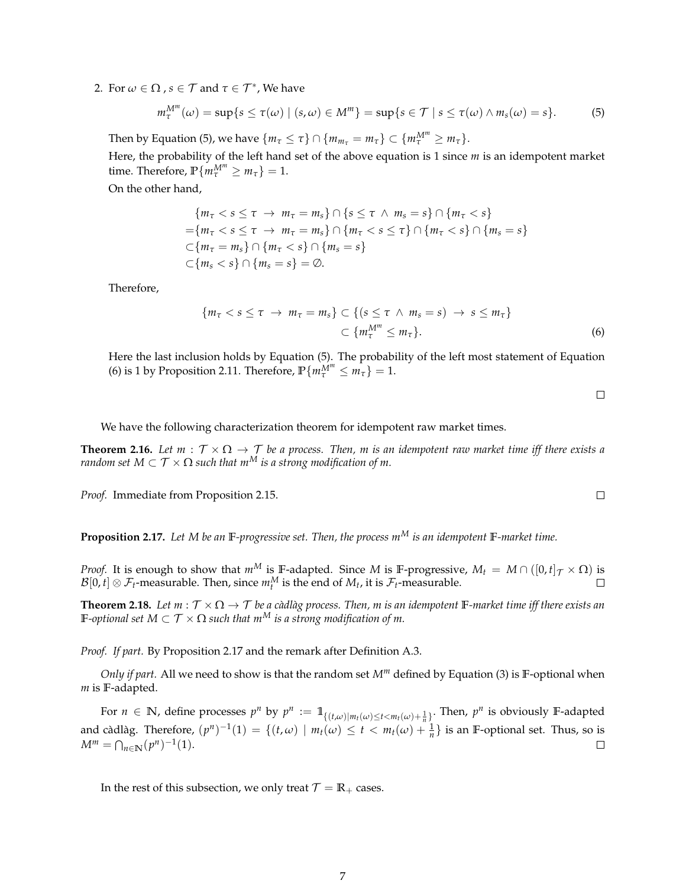2. For $\omega \in \Omega$ , $s \in \mathcal{T}$ and $\tau \in \mathcal{T}^*$, We have

$$m_\tau^{M^m}(\omega) = \sup\{s \leq \tau(\omega) \mid (s,\omega) \in M^m\} = \sup\{s \in \mathcal{T} \mid s \leq \tau(\omega) \wedge m_s(\omega) = s\}. \tag{5}$$

Then by Equation (5), we have $\{m_\tau \leq \tau\} \cap \{m_{m_\tau} = m_\tau\} \subset \{m_\tau^{M^m} \geq m_\tau\}$.

Here, the probability of the left hand set of the above equation is 1 since $m$ is an idempotent market time. Therefore, $\mathbb{P}\{m_\tau^{M^m} \geq m_\tau\} = 1$.

On the other hand,

$$\begin{aligned}
&\{m_\tau < s \leq \tau \ \rightarrow \ m_\tau = m_s\} \cap \{s \leq \tau \ \wedge \ m_s = s\} \cap \{m_\tau < s\} \\
=&\{m_\tau < s \leq \tau \ \rightarrow \ m_\tau = m_s\} \cap \{m_\tau < s \leq \tau\} \cap \{m_\tau < s\} \cap \{m_s = s\} \\
\subset&\{m_\tau = m_s\} \cap \{m_\tau < s\} \cap \{m_s = s\} \\
\subset&\{m_s < s\} \cap \{m_s = s\} = \emptyset.
\end{aligned}$$

Therefore,

$$\begin{aligned}
\{m_\tau < s \leq \tau \ \rightarrow \ m_\tau = m_s\} &\subset \{(s \leq \tau \ \wedge \ m_s = s) \ \rightarrow \ s \leq m_\tau\} \\
&\subset \{m_\tau^{M^m} \leq m_\tau\}.
\end{aligned} \tag{6}$$

Here the last inclusion holds by Equation (5). The probability of the left most statement of Equation (6) is 1 by Proposition 2.11. Therefore, $\mathbb{P}\{m_\tau^{M^m} \leq m_\tau\} = 1$.

□

We have the following characterization theorem for idempotent raw market times.

**Theorem 2.16.** *Let $m : \mathcal{T} \times \Omega \to \mathcal{T}$ be a process. Then, $m$ is an idempotent raw market time iff there exists a random set $M \subset \mathcal{T} \times \Omega$ such that $m^M$ is a strong modification of $m$.*

*Proof.* Immediate from Proposition 2.15. □

**Proposition 2.17.** *Let $M$ be an $\mathbb{F}$-progressive set. Then, the process $m^M$ is an idempotent $\mathbb{F}$-market time.*

*Proof.* It is enough to show that $m^M$ is $\mathbb{F}$-adapted. Since $M$ is $\mathbb{F}$-progressive, $M_t = M \cap ([0,t]_\mathcal{T} \times \Omega)$ is $\mathcal{B}[0,t] \otimes \mathcal{F}_t$-measurable. Then, since $m_t^M$ is the end of $M_t$, it is $\mathcal{F}_t$-measurable. □

**Theorem 2.18.** *Let $m : \mathcal{T} \times \Omega \to \mathcal{T}$ be a càdlàg process. Then, $m$ is an idempotent $\mathbb{F}$-market time iff there exists an $\mathbb{F}$-optional set $M \subset \mathcal{T} \times \Omega$ such that $m^M$ is a strong modification of $m$.*

*Proof. If part.* By Proposition 2.17 and the remark after Definition A.3.

*Only if part.* All we need to show is that the random set $M^m$ defined by Equation (3) is $\mathbb{F}$-optional when $m$ is $\mathbb{F}$-adapted.

For $n \in \mathbb{N}$, define processes $p^n$ by $p^n := \mathbb{1}_{\{(t,\omega) \mid m_t(\omega) \leq t < m_t(\omega) + \frac{1}{n}\}}$. Then, $p^n$ is obviously $\mathbb{F}$-adapted and càdlàg. Therefore, $(p^n)^{-1}(1) = \{(t,\omega) \mid m_t(\omega) \leq t < m_t(\omega) + \frac{1}{n}\}$ is an $\mathbb{F}$-optional set. Thus, so is $M^m = \bigcap_{n \in \mathbb{N}} (p^n)^{-1}(1)$. □

In the rest of this subsection, we only treat $\mathcal{T} = \mathbb{R}_+$ cases.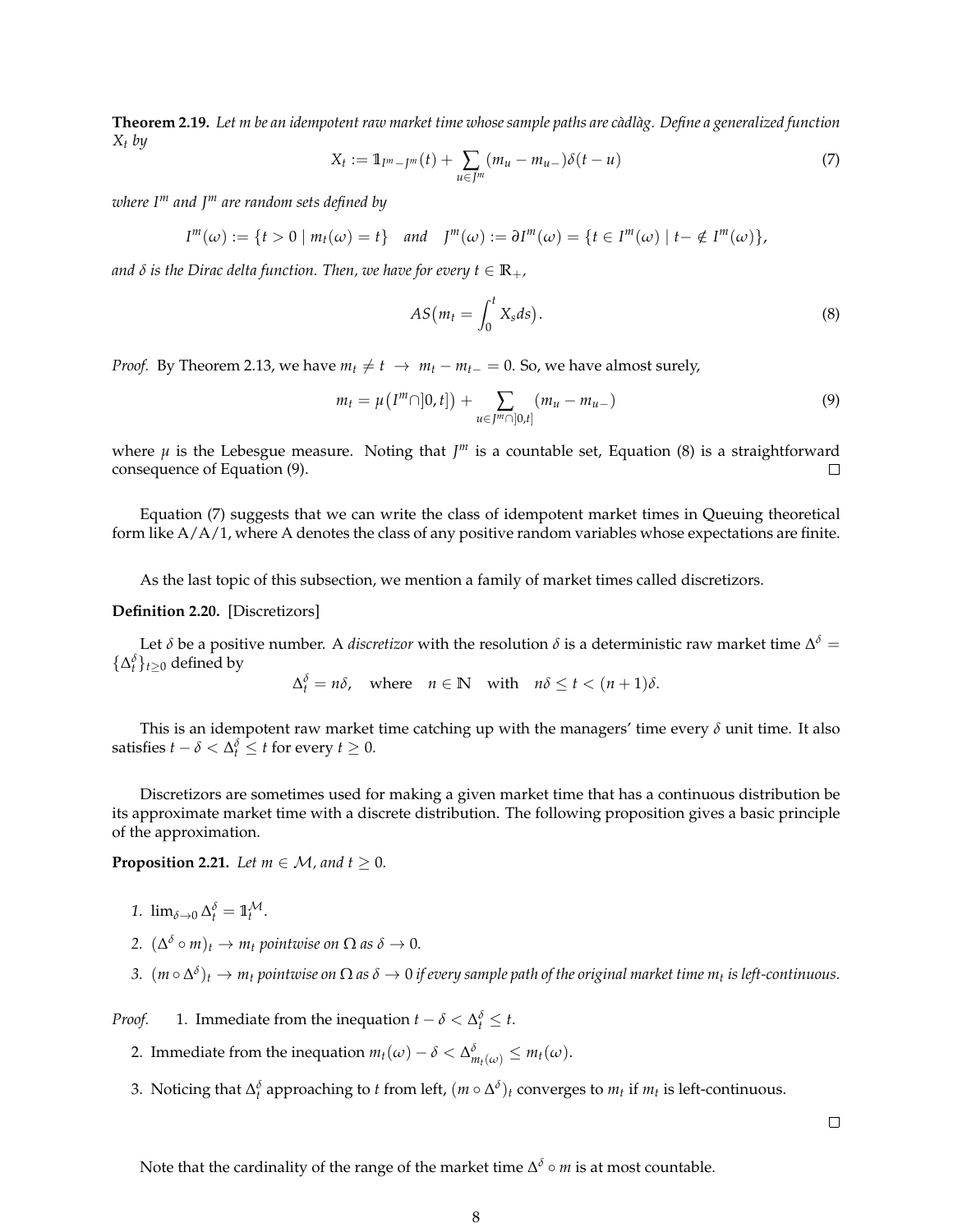**Theorem 2.19.** *Let $m$ be an idempotent raw market time whose sample paths are càdlàg. Define a generalized function $X_t$ by*

$$X_t := \mathbb{1}_{I^m - J^m}(t) + \sum_{u \in J^m} (m_u - m_{u-})\delta(t-u) \tag{7}$$

*where $I^m$ and $J^m$ are random sets defined by*

$$I^m(\omega) := \{t > 0 \mid m_t(\omega) = t\} \quad \text{and} \quad J^m(\omega) := \partial I^m(\omega) = \{t \in I^m(\omega) \mid t- \notin I^m(\omega)\},$$

*and $\delta$ is the Dirac delta function. Then, we have for every $t \in \mathbb{R}_+$,*

$$AS\big(m_t = \int_0^t X_s ds\big). \tag{8}$$

*Proof.* By Theorem 2.13, we have $m_t \neq t \;\to\; m_t - m_{t-} = 0$. So, we have almost surely,

$$m_t = \mu\big(I^m \cap ]0,t]\big) + \sum_{u \in J^m \cap ]0,t]} (m_u - m_{u-}) \tag{9}$$

where $\mu$ is the Lebesgue measure. Noting that $J^m$ is a countable set, Equation (8) is a straightforward consequence of Equation (9). □

Equation (7) suggests that we can write the class of idempotent market times in Queuing theoretical form like A/A/1, where A denotes the class of any positive random variables whose expectations are finite.

As the last topic of this subsection, we mention a family of market times called discretizors.

**Definition 2.20.** [Discretizors]

Let $\delta$ be a positive number. A *discretizor* with the resolution $\delta$ is a deterministic raw market time $\Delta^\delta = \{\Delta^\delta_t\}_{t \geq 0}$ defined by

$$\Delta^\delta_t = n\delta, \quad \text{where} \quad n \in \mathbb{N} \quad \text{with} \quad n\delta \leq t < (n+1)\delta.$$

This is an idempotent raw market time catching up with the managers' time every $\delta$ unit time. It also satisfies $t - \delta < \Delta^\delta_t \leq t$ for every $t \geq 0$.

Discretizors are sometimes used for making a given market time that has a continuous distribution be its approximate market time with a discrete distribution. The following proposition gives a basic principle of the approximation.

**Proposition 2.21.** *Let $m \in \mathcal{M}$, and $t \geq 0$.*

1. $\lim_{\delta \to 0} \Delta^\delta_t = \mathbb{1}^{\mathcal{M}}_t$.
2. $(\Delta^\delta \circ m)_t \to m_t$ *pointwise on $\Omega$ as $\delta \to 0$.*
3. $(m \circ \Delta^\delta)_t \to m_t$ *pointwise on $\Omega$ as $\delta \to 0$ if every sample path of the original market time $m_t$ is left-continuous.*

*Proof.*

1. Immediate from the inequation $t - \delta < \Delta^\delta_t \leq t$.
2. Immediate from the inequation $m_t(\omega) - \delta < \Delta^\delta_{m_t(\omega)} \leq m_t(\omega)$.
3. Noticing that $\Delta^\delta_t$ approaching to $t$ from left, $(m \circ \Delta^\delta)_t$ converges to $m_t$ if $m_t$ is left-continuous.

□

Note that the cardinality of the range of the market time $\Delta^\delta \circ m$ is at most countable.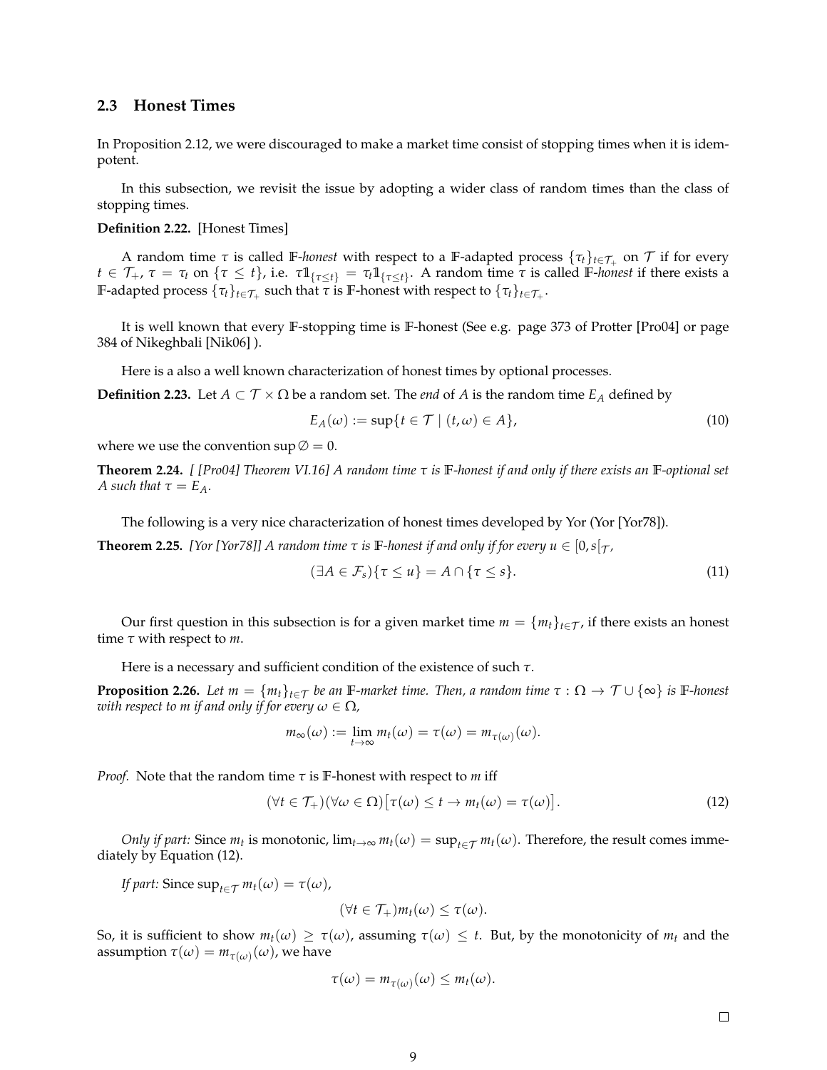### 2.3 Honest Times

In Proposition 2.12, we were discouraged to make a market time consist of stopping times when it is idempotent.

In this subsection, we revisit the issue by adopting a wider class of random times than the class of stopping times.

**Definition 2.22.** [Honest Times]

A random time $\tau$ is called $\mathbb{F}$-*honest* with respect to a $\mathbb{F}$-adapted process $\{\tau_t\}_{t \in \mathcal{T}_+}$ on $\mathcal{T}$ if for every $t \in \mathcal{T}_+$, $\tau = \tau_t$ on $\{\tau \leq t\}$, i.e. $\tau \mathbb{1}_{\{\tau \leq t\}} = \tau_t \mathbb{1}_{\{\tau \leq t\}}$. A random time $\tau$ is called $\mathbb{F}$-*honest* if there exists a $\mathbb{F}$-adapted process $\{\tau_t\}_{t \in \mathcal{T}_+}$ such that $\tau$ is $\mathbb{F}$-honest with respect to $\{\tau_t\}_{t \in \mathcal{T}_+}$.

It is well known that every $\mathbb{F}$-stopping time is $\mathbb{F}$-honest (See e.g. page 373 of Protter [Pro04] or page 384 of Nikeghbali [Nik06] ).

Here is a also a well known characterization of honest times by optional processes.

**Definition 2.23.** Let $A \subset \mathcal{T} \times \Omega$ be a random set. The *end* of $A$ is the random time $E_A$ defined by

$$E_A(\omega) := \sup\{t \in \mathcal{T} \mid (t, \omega) \in A\}, \tag{10}$$

where we use the convention $\sup \emptyset = 0$.

**Theorem 2.24.** *[ [Pro04] Theorem VI.16] A random time $\tau$ is $\mathbb{F}$-honest if and only if there exists an $\mathbb{F}$-optional set $A$ such that $\tau = E_A$.*

The following is a very nice characterization of honest times developed by Yor (Yor [Yor78]).

**Theorem 2.25.** *[Yor [Yor78]] A random time $\tau$ is $\mathbb{F}$-honest if and only if for every $u \in [0, s[_{\mathcal{T}}$,*

$$(\exists A \in \mathcal{F}_s)\{\tau \leq u\} = A \cap \{\tau \leq s\}. \tag{11}$$

Our first question in this subsection is for a given market time $m = \{m_t\}_{t \in \mathcal{T}}$, if there exists an honest time $\tau$ with respect to $m$.

Here is a necessary and sufficient condition of the existence of such $\tau$.

**Proposition 2.26.** *Let $m = \{m_t\}_{t \in \mathcal{T}}$ be an $\mathbb{F}$-market time. Then, a random time $\tau : \Omega \to \mathcal{T} \cup \{\infty\}$ is $\mathbb{F}$-honest with respect to $m$ if and only if for every $\omega \in \Omega$,*

$$m_\infty(\omega) := \lim_{t \to \infty} m_t(\omega) = \tau(\omega) = m_{\tau(\omega)}(\omega).$$

*Proof.* Note that the random time $\tau$ is $\mathbb{F}$-honest with respect to $m$ iff

$$(\forall t \in \mathcal{T}_+)(\forall \omega \in \Omega)\big[\tau(\omega) \leq t \to m_t(\omega) = \tau(\omega)\big]. \tag{12}$$

*Only if part:* Since $m_t$ is monotonic, $\lim_{t \to \infty} m_t(\omega) = \sup_{t \in \mathcal{T}} m_t(\omega)$. Therefore, the result comes immediately by Equation (12).

*If part:* Since $\sup_{t \in \mathcal{T}} m_t(\omega) = \tau(\omega)$,

$$(\forall t \in \mathcal{T}_+) m_t(\omega) \leq \tau(\omega).$$

So, it is sufficient to show $m_t(\omega) \geq \tau(\omega)$, assuming $\tau(\omega) \leq t$. But, by the monotonicity of $m_t$ and the assumption $\tau(\omega) = m_{\tau(\omega)}(\omega)$, we have

$$\tau(\omega) = m_{\tau(\omega)}(\omega) \leq m_t(\omega).$$

□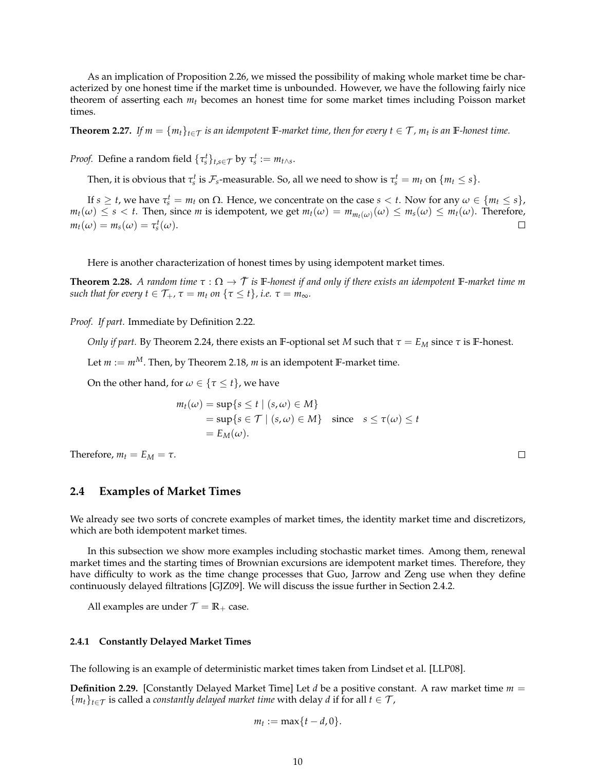As an implication of Proposition 2.26, we missed the possibility of making whole market time be characterized by one honest time if the market time is unbounded. However, we have the following fairly nice theorem of asserting each $m_t$ becomes an honest time for some market times including Poisson market times.

**Theorem 2.27.** *If $m = \{m_t\}_{t\in\mathcal{T}}$ is an idempotent $\mathbb{F}$-market time, then for every $t \in \mathcal{T}$, $m_t$ is an $\mathbb{F}$-honest time.*

*Proof.* Define a random field $\{\tau^t_s\}_{t,s\in\mathcal{T}}$ by $\tau^t_s := m_{t\wedge s}$.

Then, it is obvious that $\tau^t_s$ is $\mathcal{F}_s$-measurable. So, all we need to show is $\tau^t_s = m_t$ on $\{m_t \leq s\}$.

If $s \geq t$, we have $\tau^t_s = m_t$ on $\Omega$. Hence, we concentrate on the case $s < t$. Now for any $\omega \in \{m_t \leq s\}$, $m_t(\omega) \leq s < t$. Then, since $m$ is idempotent, we get $m_t(\omega) = m_{m_t(\omega)}(\omega) \leq m_s(\omega) \leq m_t(\omega)$. Therefore, $m_t(\omega) = m_s(\omega) = \tau^t_s(\omega)$. □

Here is another characterization of honest times by using idempotent market times.

**Theorem 2.28.** *A random time $\tau : \Omega \to \bar{\mathcal{T}}$ is $\mathbb{F}$-honest if and only if there exists an idempotent $\mathbb{F}$-market time $m$ such that for every $t \in \mathcal{T}_+$, $\tau = m_t$ on $\{\tau \leq t\}$, i.e. $\tau = m_\infty$.*

*Proof. If part.* Immediate by Definition 2.22.

*Only if part.* By Theorem 2.24, there exists an $\mathbb{F}$-optional set $M$ such that $\tau = E_M$ since $\tau$ is $\mathbb{F}$-honest.

Let $m := m^M$. Then, by Theorem 2.18, $m$ is an idempotent $\mathbb{F}$-market time.

On the other hand, for $\omega \in \{\tau \leq t\}$, we have

$$
\begin{aligned}
m_t(\omega) &= \sup\{s \leq t \mid (s,\omega) \in M\} \\
&= \sup\{s \in \mathcal{T} \mid (s,\omega) \in M\} \quad \text{since} \quad s \leq \tau(\omega) \leq t \\
&= E_M(\omega).
\end{aligned}
$$

Therefore, $m_t = E_M = \tau$. □

## 2.4 Examples of Market Times

We already see two sorts of concrete examples of market times, the identity market time and discretizors, which are both idempotent market times.

In this subsection we show more examples including stochastic market times. Among them, renewal market times and the starting times of Brownian excursions are idempotent market times. Therefore, they have difficulty to work as the time change processes that Guo, Jarrow and Zeng use when they define continuously delayed filtrations [GJZ09]. We will discuss the issue further in Section 2.4.2.

All examples are under $\mathcal{T} = \mathbb{R}_+$ case.

### 2.4.1 Constantly Delayed Market Times

The following is an example of deterministic market times taken from Lindset et al. [LLP08].

**Definition 2.29.** [Constantly Delayed Market Time] Let $d$ be a positive constant. A raw market time $m = \{m_t\}_{t\in\mathcal{T}}$ is called a *constantly delayed market time* with delay $d$ if for all $t \in \mathcal{T}$,

$$
m_t := \max\{t - d, 0\}.
$$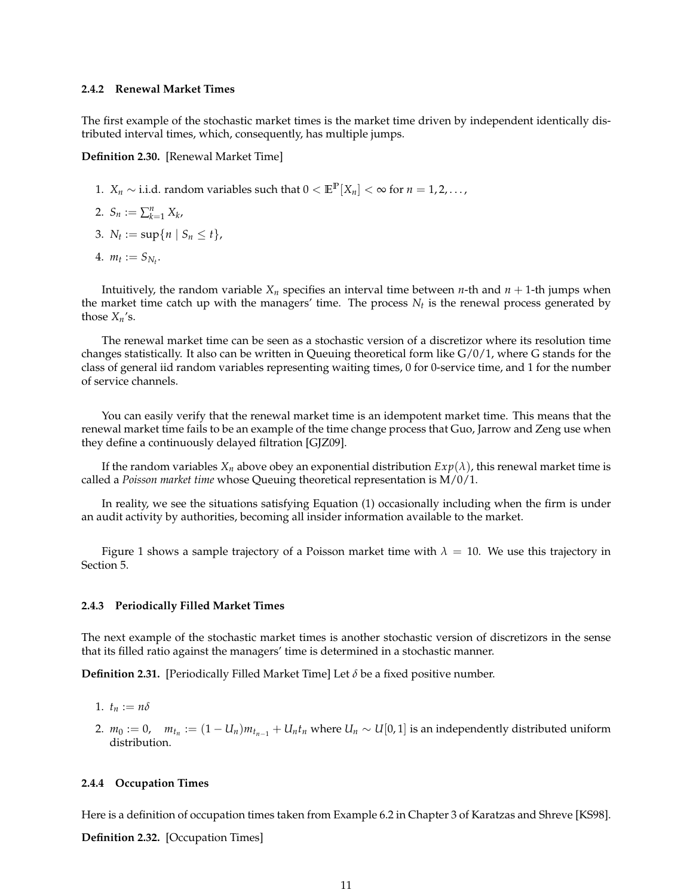### 2.4.2 Renewal Market Times

The first example of the stochastic market times is the market time driven by independent identically distributed interval times, which, consequently, has multiple jumps.

**Definition 2.30.** [Renewal Market Time]

1. $X_n \sim$ i.i.d. random variables such that $0 < \mathbb{E}^{\mathbb{P}}[X_n] < \infty$ for $n = 1, 2, \ldots,$
2. $S_n := \sum_{k=1}^{n} X_k$,
3. $N_t := \sup\{n \mid S_n \leq t\}$,
4. $m_t := S_{N_t}$.

Intuitively, the random variable $X_n$ specifies an interval time between $n$-th and $n+1$-th jumps when the market time catch up with the managers' time. The process $N_t$ is the renewal process generated by those $X_n$'s.

The renewal market time can be seen as a stochastic version of a discretizor where its resolution time changes statistically. It also can be written in Queuing theoretical form like G/0/1, where G stands for the class of general iid random variables representing waiting times, 0 for 0-service time, and 1 for the number of service channels.

You can easily verify that the renewal market time is an idempotent market time. This means that the renewal market time fails to be an example of the time change process that Guo, Jarrow and Zeng use when they define a continuously delayed filtration [GJZ09].

If the random variables $X_n$ above obey an exponential distribution $Exp(\lambda)$, this renewal market time is called a *Poisson market time* whose Queuing theoretical representation is M/0/1.

In reality, we see the situations satisfying Equation (1) occasionally including when the firm is under an audit activity by authorities, becoming all insider information available to the market.

Figure 1 shows a sample trajectory of a Poisson market time with $\lambda = 10$. We use this trajectory in Section 5.

### 2.4.3 Periodically Filled Market Times

The next example of the stochastic market times is another stochastic version of discretizors in the sense that its filled ratio against the managers' time is determined in a stochastic manner.

**Definition 2.31.** [Periodically Filled Market Time] Let $\delta$ be a fixed positive number.

1. $t_n := n\delta$
2. $m_0 := 0, \quad m_{t_n} := (1 - U_n)m_{t_{n-1}} + U_n t_n$ where $U_n \sim U[0, 1]$ is an independently distributed uniform distribution.

### 2.4.4 Occupation Times

Here is a definition of occupation times taken from Example 6.2 in Chapter 3 of Karatzas and Shreve [KS98].

**Definition 2.32.** [Occupation Times]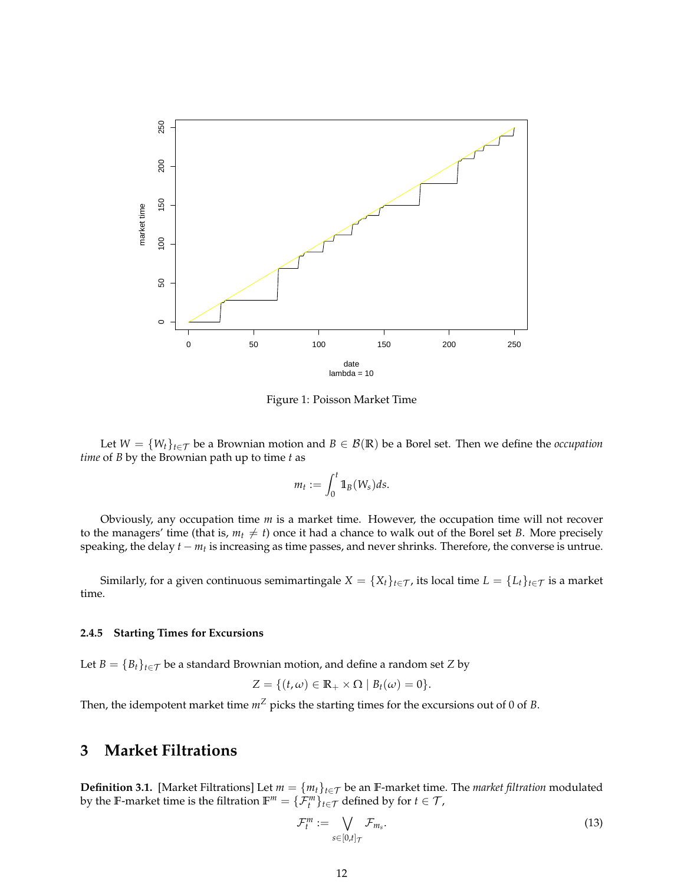Figure 1: Poisson Market Time

Let $W = \{W_t\}_{t \in \mathcal{T}}$ be a Brownian motion and $B \in \mathcal{B}(\mathbb{R})$ be a Borel set. Then we define the *occupation time* of $B$ by the Brownian path up to time $t$ as

$$m_t := \int_0^t \mathbb{1}_B(W_s) ds.$$

Obviously, any occupation time $m$ is a market time. However, the occupation time will not recover to the managers' time (that is, $m_t \neq t$) once it had a chance to walk out of the Borel set $B$. More precisely speaking, the delay $t - m_t$ is increasing as time passes, and never shrinks. Therefore, the converse is untrue.

Similarly, for a given continuous semimartingale $X = \{X_t\}_{t \in \mathcal{T}}$, its local time $L = \{L_t\}_{t \in \mathcal{T}}$ is a market time.

#### 2.4.5 Starting Times for Excursions

Let $B = \{B_t\}_{t \in \mathcal{T}}$ be a standard Brownian motion, and define a random set $Z$ by

$$Z = \{(t, \omega) \in \mathbb{R}_+ \times \Omega \mid B_t(\omega) = 0\}.$$

Then, the idempotent market time $m^Z$ picks the starting times for the excursions out of 0 of $B$.

## 3 Market Filtrations

**Definition 3.1.** [Market Filtrations] Let $m = \{m_t\}_{t \in \mathcal{T}}$ be an $\mathbb{F}$-market time. The *market filtration* modulated by the $\mathbb{F}$-market time is the filtration $\mathbb{F}^m = \{\mathcal{F}^m_t\}_{t \in \mathcal{T}}$ defined by for $t \in \mathcal{T}$,

$$\mathcal{F}^m_t := \bigvee_{s \in [0,t]_{\mathcal{T}}} \mathcal{F}_{m_s}. \tag{13}$$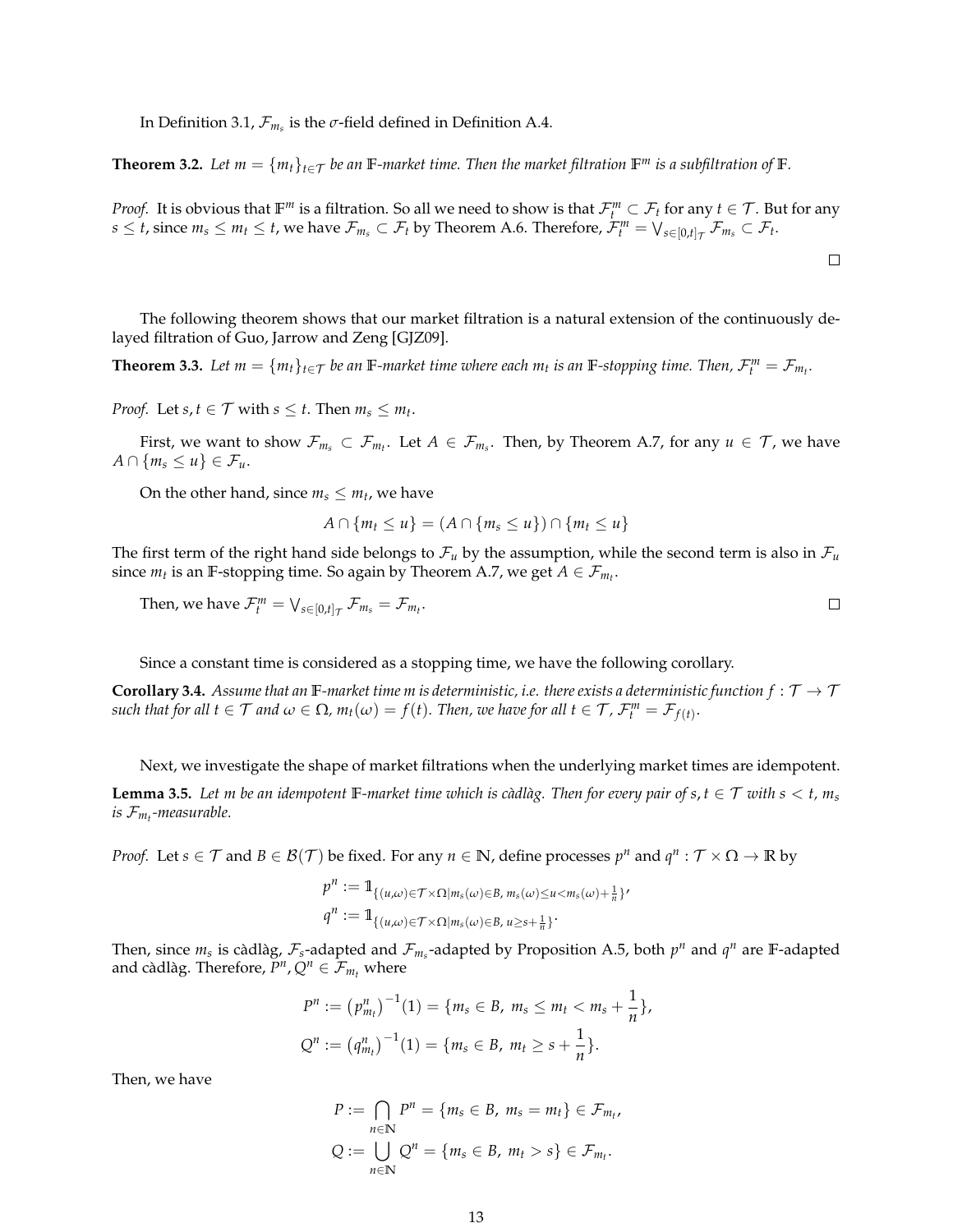In Definition 3.1, $\mathcal{F}_{m_s}$ is the $\sigma$-field defined in Definition A.4.

**Theorem 3.2.** *Let $m = \{m_t\}_{t\in\mathcal{T}}$ be an $\mathbb{F}$-market time. Then the market filtration $\mathbb{F}^m$ is a subfiltration of $\mathbb{F}$.*

*Proof.* It is obvious that $\mathbb{F}^m$ is a filtration. So all we need to show is that $\mathcal{F}^m_t \subset \mathcal{F}_t$ for any $t \in \mathcal{T}$. But for any $s \leq t$, since $m_s \leq m_t \leq t$, we have $\mathcal{F}_{m_s} \subset \mathcal{F}_t$ by Theorem A.6. Therefore, $\mathcal{F}^m_t = \bigvee_{s\in[0,t]_\mathcal{T}} \mathcal{F}_{m_s} \subset \mathcal{F}_t$. □

The following theorem shows that our market filtration is a natural extension of the continuously delayed filtration of Guo, Jarrow and Zeng [GJZ09].

**Theorem 3.3.** *Let $m = \{m_t\}_{t\in\mathcal{T}}$ be an $\mathbb{F}$-market time where each $m_t$ is an $\mathbb{F}$-stopping time. Then, $\mathcal{F}^m_t = \mathcal{F}_{m_t}$.*

*Proof.* Let $s, t \in \mathcal{T}$ with $s \leq t$. Then $m_s \leq m_t$.

First, we want to show $\mathcal{F}_{m_s} \subset \mathcal{F}_{m_t}$. Let $A \in \mathcal{F}_{m_s}$. Then, by Theorem A.7, for any $u \in \mathcal{T}$, we have $A \cap \{m_s \leq u\} \in \mathcal{F}_u$.

On the other hand, since $m_s \leq m_t$, we have

$$A \cap \{m_t \leq u\} = (A \cap \{m_s \leq u\}) \cap \{m_t \leq u\}$$

The first term of the right hand side belongs to $\mathcal{F}_u$ by the assumption, while the second term is also in $\mathcal{F}_u$ since $m_t$ is an $\mathbb{F}$-stopping time. So again by Theorem A.7, we get $A \in \mathcal{F}_{m_t}$.

Then, we have $\mathcal{F}^m_t = \bigvee_{s\in[0,t]_\mathcal{T}} \mathcal{F}_{m_s} = \mathcal{F}_{m_t}$. □

Since a constant time is considered as a stopping time, we have the following corollary.

**Corollary 3.4.** *Assume that an $\mathbb{F}$-market time $m$ is deterministic, i.e. there exists a deterministic function $f : \mathcal{T} \to \mathcal{T}$ such that for all $t \in \mathcal{T}$ and $\omega \in \Omega$, $m_t(\omega) = f(t)$. Then, we have for all $t \in \mathcal{T}$, $\mathcal{F}^m_t = \mathcal{F}_{f(t)}$.*

Next, we investigate the shape of market filtrations when the underlying market times are idempotent.

**Lemma 3.5.** *Let $m$ be an idempotent $\mathbb{F}$-market time which is càdlàg. Then for every pair of $s, t \in \mathcal{T}$ with $s < t$, $m_s$ is $\mathcal{F}_{m_t}$-measurable.*

*Proof.* Let $s \in \mathcal{T}$ and $B \in \mathcal{B}(\mathcal{T})$ be fixed. For any $n \in \mathbb{N}$, define processes $p^n$ and $q^n : \mathcal{T} \times \Omega \to \mathbb{R}$ by

$$p^n := \mathbb{1}_{\{(u,\omega)\in\mathcal{T}\times\Omega | m_s(\omega)\in B,\, m_s(\omega)\leq u < m_s(\omega)+\frac{1}{n}\}},$$
$$q^n := \mathbb{1}_{\{(u,\omega)\in\mathcal{T}\times\Omega | m_s(\omega)\in B,\, u\geq s+\frac{1}{n}\}}.$$

Then, since $m_s$ is càdlàg, $\mathcal{F}_s$-adapted and $\mathcal{F}_{m_s}$-adapted by Proposition A.5, both $p^n$ and $q^n$ are $\mathbb{F}$-adapted and càdlàg. Therefore, $P^n, Q^n \in \mathcal{F}_{m_t}$ where

$$P^n := \left(p^n_{m_t}\right)^{-1}(1) = \{m_s \in B,\ m_s \leq m_t < m_s + \frac{1}{n}\},$$
$$Q^n := \left(q^n_{m_t}\right)^{-1}(1) = \{m_s \in B,\ m_t \geq s + \frac{1}{n}\}.$$

Then, we have

$$P := \bigcap_{n\in\mathbb{N}} P^n = \{m_s \in B,\ m_s = m_t\} \in \mathcal{F}_{m_t},$$
$$Q := \bigcup_{n\in\mathbb{N}} Q^n = \{m_s \in B,\ m_t > s\} \in \mathcal{F}_{m_t}.$$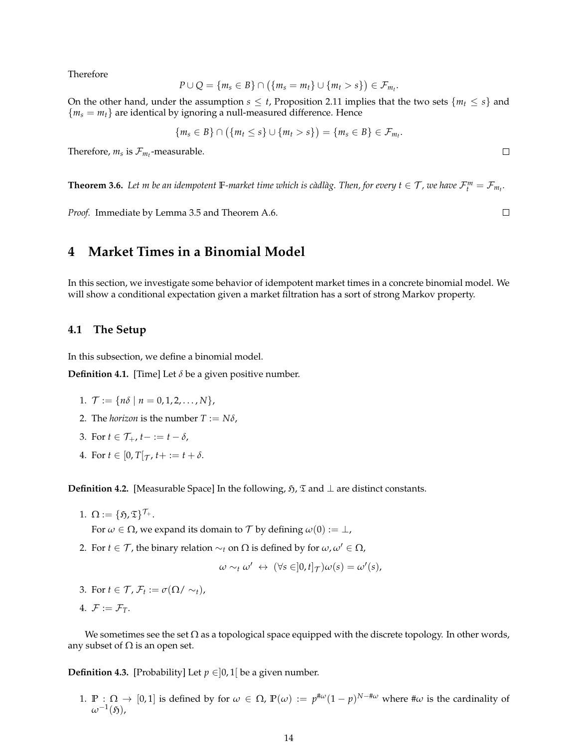Therefore

$$P \cup Q = \{m_s \in B\} \cap \big(\{m_s = m_t\} \cup \{m_t > s\}\big) \in \mathcal{F}_{m_t}.$$

On the other hand, under the assumption $s \leq t$, Proposition 2.11 implies that the two sets $\{m_t \leq s\}$ and $\{m_s = m_t\}$ are identical by ignoring a null-measured difference. Hence

$$\{m_s \in B\} \cap \big(\{m_t \leq s\} \cup \{m_t > s\}\big) = \{m_s \in B\} \in \mathcal{F}_{m_t}.$$

Therefore, $m_s$ is $\mathcal{F}_{m_t}$-measurable. □

**Theorem 3.6.** *Let $m$ be an idempotent $\mathbb{F}$-market time which is càdlàg. Then, for every $t \in \mathcal{T}$, we have $\mathcal{F}^m_t = \mathcal{F}_{m_t}$.*

*Proof.* Immediate by Lemma 3.5 and Theorem A.6. □

# 4 Market Times in a Binomial Model

In this section, we investigate some behavior of idempotent market times in a concrete binomial model. We will show a conditional expectation given a market filtration has a sort of strong Markov property.

## 4.1 The Setup

In this subsection, we define a binomial model.

**Definition 4.1.** [Time] Let $\delta$ be a given positive number.

1. $\mathcal{T} := \{n\delta \mid n = 0, 1, 2, \ldots, N\}$,
2. The *horizon* is the number $T := N\delta$,
3. For $t \in \mathcal{T}_+$, $t- := t - \delta$,
4. For $t \in [0, T[_{\mathcal{T}}$, $t+ := t + \delta$.

**Definition 4.2.** [Measurable Space] In the following, $\mathfrak{H}$, $\mathfrak{T}$ and $\perp$ are distinct constants.

1. $\Omega := \{\mathfrak{H}, \mathfrak{T}\}^{\mathcal{T}_+}$.
   For $\omega \in \Omega$, we expand its domain to $\mathcal{T}$ by defining $\omega(0) := \perp$,
2. For $t \in \mathcal{T}$, the binary relation $\sim_t$ on $\Omega$ is defined by for $\omega, \omega' \in \Omega$,
   $$\omega \sim_t \omega' \;\leftrightarrow\; (\forall s \in ]0, t]_{\mathcal{T}})\omega(s) = \omega'(s),$$
3. For $t \in \mathcal{T}$, $\mathcal{F}_t := \sigma(\Omega / \sim_t)$,
4. $\mathcal{F} := \mathcal{F}_T$.

We sometimes see the set $\Omega$ as a topological space equipped with the discrete topology. In other words, any subset of $\Omega$ is an open set.

**Definition 4.3.** [Probability] Let $p \in ]0, 1[$ be a given number.

1. $\mathbb{P} : \Omega \to [0, 1]$ is defined by for $\omega \in \Omega$, $\mathbb{P}(\omega) := p^{\#\omega}(1-p)^{N-\#\omega}$ where $\#\omega$ is the cardinality of $\omega^{-1}(\mathfrak{H})$,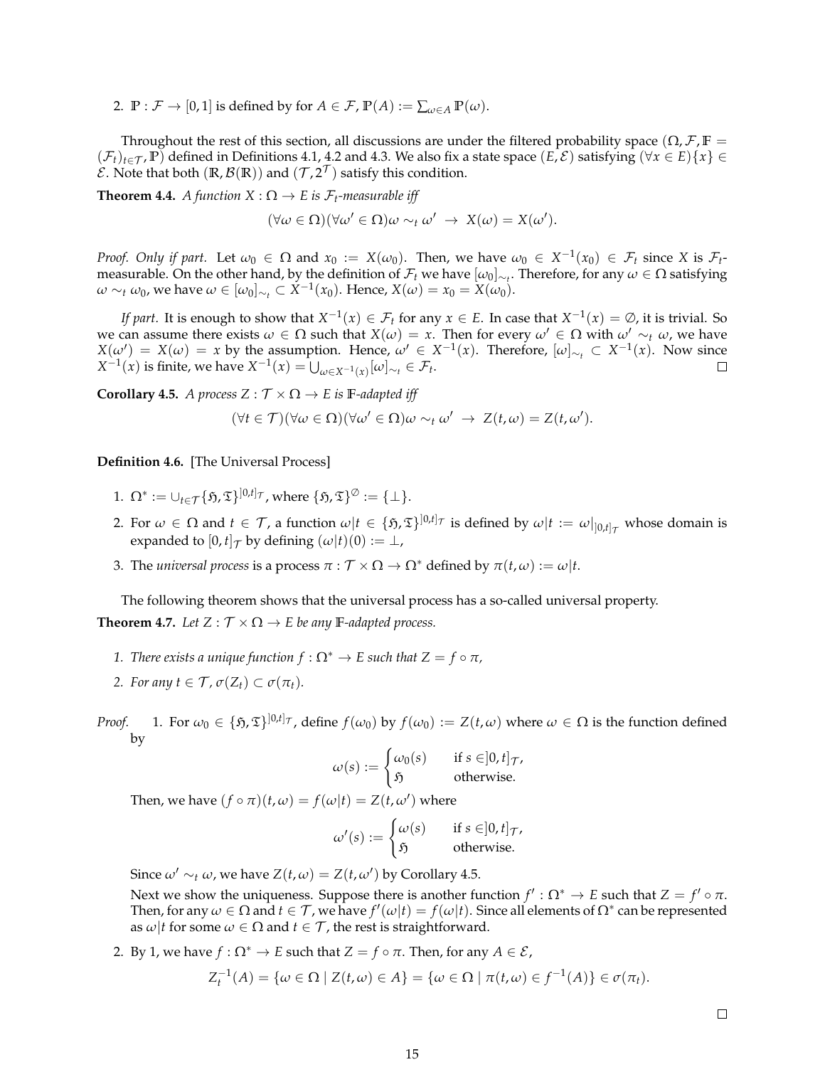2. $\mathbb{P} : \mathcal{F} \to [0,1]$ is defined by for $A \in \mathcal{F}$, $\mathbb{P}(A) := \sum_{\omega \in A} \mathbb{P}(\omega)$.

Throughout the rest of this section, all discussions are under the filtered probability space $(\Omega, \mathcal{F}, \mathbb{F} = (\mathcal{F}_t)_{t \in \mathcal{T}}, \mathbb{P})$ defined in Definitions 4.1, 4.2 and 4.3. We also fix a state space $(E, \mathcal{E})$ satisfying $(\forall x \in E)\{x\} \in \mathcal{E}$. Note that both $(\mathbb{R}, \mathcal{B}(\mathbb{R}))$ and $(\mathcal{T}, 2^{\mathcal{T}})$ satisfy this condition.

**Theorem 4.4.** *A function $X : \Omega \to E$ is $\mathcal{F}_t$-measurable iff*

$$(\forall \omega \in \Omega)(\forall \omega' \in \Omega)\omega \sim_t \omega' \;\to\; X(\omega) = X(\omega').$$

*Proof. Only if part.* Let $\omega_0 \in \Omega$ and $x_0 := X(\omega_0)$. Then, we have $\omega_0 \in X^{-1}(x_0) \in \mathcal{F}_t$ since $X$ is $\mathcal{F}_t$-measurable. On the other hand, by the definition of $\mathcal{F}_t$ we have $[\omega_0]_{\sim_t}$. Therefore, for any $\omega \in \Omega$ satisfying $\omega \sim_t \omega_0$, we have $\omega \in [\omega_0]_{\sim_t} \subset X^{-1}(x_0)$. Hence, $X(\omega) = x_0 = X(\omega_0)$.

*If part.* It is enough to show that $X^{-1}(x) \in \mathcal{F}_t$ for any $x \in E$. In case that $X^{-1}(x) = \emptyset$, it is trivial. So we can assume there exists $\omega \in \Omega$ such that $X(\omega) = x$. Then for every $\omega' \in \Omega$ with $\omega' \sim_t \omega$, we have $X(\omega') = X(\omega) = x$ by the assumption. Hence, $\omega' \in X^{-1}(x)$. Therefore, $[\omega]_{\sim_t} \subset X^{-1}(x)$. Now since $X^{-1}(x)$ is finite, we have $X^{-1}(x) = \bigcup_{\omega \in X^{-1}(x)} [\omega]_{\sim_t} \in \mathcal{F}_t$. □

**Corollary 4.5.** *A process $Z : \mathcal{T} \times \Omega \to E$ is $\mathbb{F}$-adapted iff*

$$(\forall t \in \mathcal{T})(\forall \omega \in \Omega)(\forall \omega' \in \Omega)\omega \sim_t \omega' \;\to\; Z(t, \omega) = Z(t, \omega').$$

**Definition 4.6.** [The Universal Process]

1. $\Omega^* := \cup_{t \in \mathcal{T}} \{\mathfrak{H}, \mathfrak{T}\}^{]0,t]_{\mathcal{T}}}$, where $\{\mathfrak{H}, \mathfrak{T}\}^{\emptyset} := \{\perp\}$.
2. For $\omega \in \Omega$ and $t \in \mathcal{T}$, a function $\omega|t \in \{\mathfrak{H}, \mathfrak{T}\}^{]0,t]_{\mathcal{T}}}$ is defined by $\omega|t := \omega|_{]0,t]_{\mathcal{T}}}$ whose domain is expanded to $[0,t]_{\mathcal{T}}$ by defining $(\omega|t)(0) := \perp$,
3. The *universal process* is a process $\pi : \mathcal{T} \times \Omega \to \Omega^*$ defined by $\pi(t, \omega) := \omega|t$.

The following theorem shows that the universal process has a so-called universal property.

**Theorem 4.7.** *Let $Z : \mathcal{T} \times \Omega \to E$ be any $\mathbb{F}$-adapted process.*

1. *There exists a unique function $f : \Omega^* \to E$ such that $Z = f \circ \pi$,*
2. *For any $t \in \mathcal{T}$, $\sigma(Z_t) \subset \sigma(\pi_t)$.*

*Proof.* 1. For $\omega_0 \in \{\mathfrak{H}, \mathfrak{T}\}^{]0,t]_{\mathcal{T}}}$, define $f(\omega_0)$ by $f(\omega_0) := Z(t, \omega)$ where $\omega \in \Omega$ is the function defined by

$$\omega(s) := \begin{cases} \omega_0(s) & \text{if } s \in ]0,t]_{\mathcal{T}}, \\ \mathfrak{H} & \text{otherwise.} \end{cases}$$

Then, we have $(f \circ \pi)(t, \omega) = f(\omega|t) = Z(t, \omega')$ where

$$\omega'(s) := \begin{cases} \omega(s) & \text{if } s \in ]0,t]_{\mathcal{T}}, \\ \mathfrak{H} & \text{otherwise.} \end{cases}$$

Since $\omega' \sim_t \omega$, we have $Z(t, \omega) = Z(t, \omega')$ by Corollary 4.5.

Next we show the uniqueness. Suppose there is another function $f' : \Omega^* \to E$ such that $Z = f' \circ \pi$. Then, for any $\omega \in \Omega$ and $t \in \mathcal{T}$, we have $f'(\omega|t) = f(\omega|t)$. Since all elements of $\Omega^*$ can be represented as $\omega|t$ for some $\omega \in \Omega$ and $t \in \mathcal{T}$, the rest is straightforward.

2. By 1, we have $f : \Omega^* \to E$ such that $Z = f \circ \pi$. Then, for any $A \in \mathcal{E}$,

$$Z_t^{-1}(A) = \{\omega \in \Omega \mid Z(t, \omega) \in A\} = \{\omega \in \Omega \mid \pi(t, \omega) \in f^{-1}(A)\} \in \sigma(\pi_t).$$

□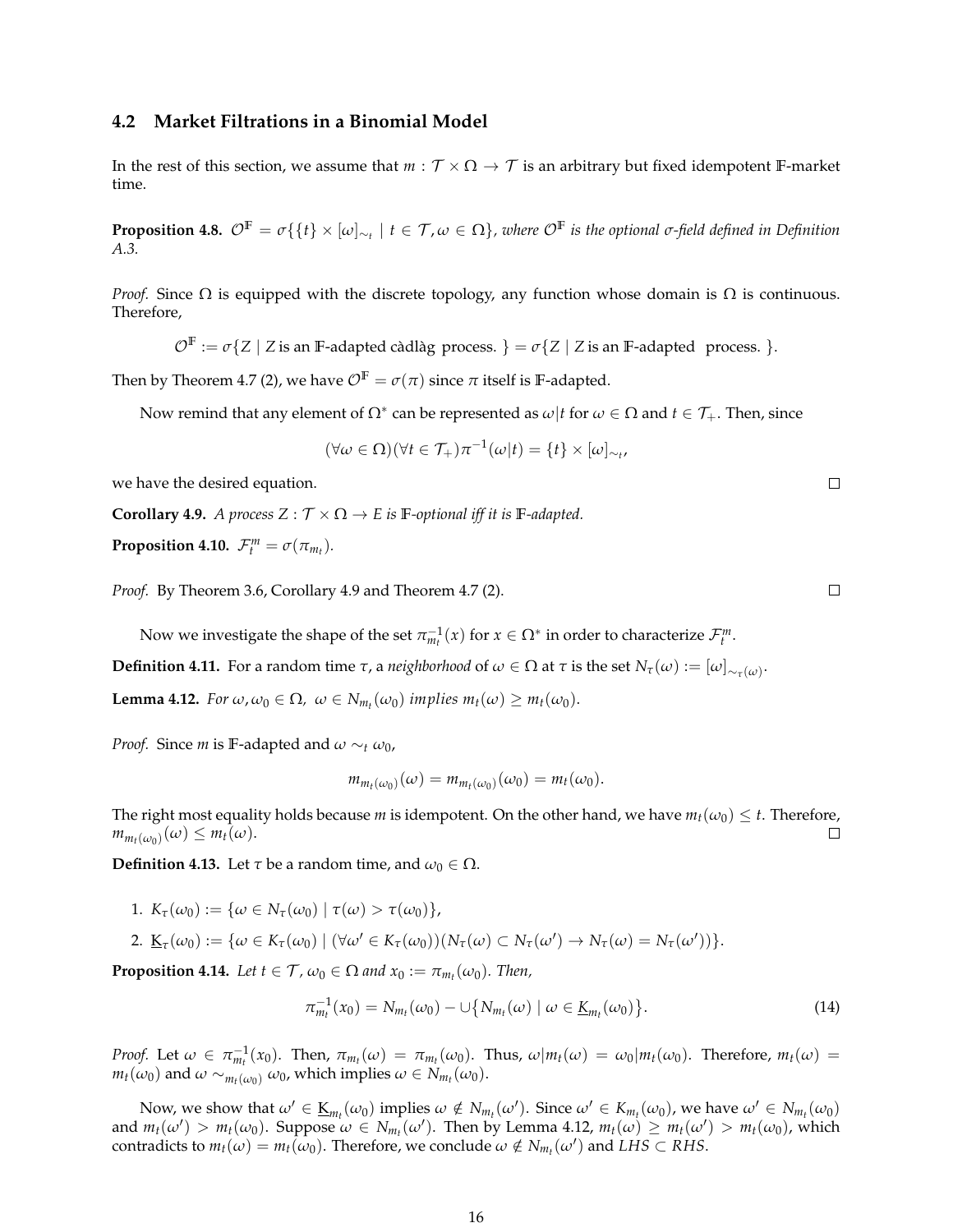### 4.2 Market Filtrations in a Binomial Model

In the rest of this section, we assume that $m : \mathcal{T} \times \Omega \to \mathcal{T}$ is an arbitrary but fixed idempotent $\mathbb{F}$-market time.

**Proposition 4.8.** *$\mathcal{O}^{\mathbb{F}} = \sigma\{\{t\} \times [\omega]_{\sim_t} \mid t \in \mathcal{T}, \omega \in \Omega\}$, where $\mathcal{O}^{\mathbb{F}}$ is the optional σ-field defined in Definition A.3.*

*Proof.* Since $\Omega$ is equipped with the discrete topology, any function whose domain is $\Omega$ is continuous. Therefore,

$$\mathcal{O}^{\mathbb{F}} := \sigma\{Z \mid Z \text{ is an } \mathbb{F}\text{-adapted càdlàg process.}\} = \sigma\{Z \mid Z \text{ is an } \mathbb{F}\text{-adapted process.}\}.$$

Then by Theorem 4.7 (2), we have $\mathcal{O}^{\mathbb{F}} = \sigma(\pi)$ since $\pi$ itself is $\mathbb{F}$-adapted.

Now remind that any element of $\Omega^*$ can be represented as $\omega|t$ for $\omega \in \Omega$ and $t \in \mathcal{T}_+$. Then, since

$$(\forall \omega \in \Omega)(\forall t \in \mathcal{T}_+)\pi^{-1}(\omega|t) = \{t\} \times [\omega]_{\sim_t},$$

we have the desired equation. □

**Corollary 4.9.** *A process $Z : \mathcal{T} \times \Omega \to E$ is $\mathbb{F}$-optional iff it is $\mathbb{F}$-adapted.*

**Proposition 4.10.** *$\mathcal{F}^m_t = \sigma(\pi_{m_t})$.*

*Proof.* By Theorem 3.6, Corollary 4.9 and Theorem 4.7 (2). □

Now we investigate the shape of the set $\pi^{-1}_{m_t}(x)$ for $x \in \Omega^*$ in order to characterize $\mathcal{F}^m_t$.

**Definition 4.11.** For a random time $\tau$, a *neighborhood* of $\omega \in \Omega$ at $\tau$ is the set $N_\tau(\omega) := [\omega]_{\sim_{\tau(\omega)}}$.

**Lemma 4.12.** *For $\omega, \omega_0 \in \Omega$, $\omega \in N_{m_t}(\omega_0)$ implies $m_t(\omega) \geq m_t(\omega_0)$.*

*Proof.* Since $m$ is $\mathbb{F}$-adapted and $\omega \sim_t \omega_0$,

$$m_{m_t(\omega_0)}(\omega) = m_{m_t(\omega_0)}(\omega_0) = m_t(\omega_0).$$

The right most equality holds because $m$ is idempotent. On the other hand, we have $m_t(\omega_0) \leq t$. Therefore, $m_{m_t(\omega_0)}(\omega) \leq m_t(\omega)$. □

**Definition 4.13.** Let $\tau$ be a random time, and $\omega_0 \in \Omega$.

1. $K_\tau(\omega_0) := \{\omega \in N_\tau(\omega_0) \mid \tau(\omega) > \tau(\omega_0)\}$,
2. $\underline{K}_\tau(\omega_0) := \{\omega \in K_\tau(\omega_0) \mid (\forall \omega' \in K_\tau(\omega_0))(N_\tau(\omega) \subset N_\tau(\omega') \to N_\tau(\omega) = N_\tau(\omega'))\}$.

**Proposition 4.14.** *Let $t \in \mathcal{T}$, $\omega_0 \in \Omega$ and $x_0 := \pi_{m_t}(\omega_0)$. Then,*

$$\pi^{-1}_{m_t}(x_0) = N_{m_t}(\omega_0) - \cup\{N_{m_t}(\omega) \mid \omega \in \underline{K}_{m_t}(\omega_0)\}. \tag{14}$$

*Proof.* Let $\omega \in \pi^{-1}_{m_t}(x_0)$. Then, $\pi_{m_t}(\omega) = \pi_{m_t}(\omega_0)$. Thus, $\omega|m_t(\omega) = \omega_0|m_t(\omega_0)$. Therefore, $m_t(\omega) = m_t(\omega_0)$ and $\omega \sim_{m_t(\omega_0)} \omega_0$, which implies $\omega \in N_{m_t}(\omega_0)$.

Now, we show that $\omega' \in \underline{K}_{m_t}(\omega_0)$ implies $\omega \notin N_{m_t}(\omega')$. Since $\omega' \in K_{m_t}(\omega_0)$, we have $\omega' \in N_{m_t}(\omega_0)$ and $m_t(\omega') > m_t(\omega_0)$. Suppose $\omega \in N_{m_t}(\omega')$. Then by Lemma 4.12, $m_t(\omega) \geq m_t(\omega') > m_t(\omega_0)$, which contradicts to $m_t(\omega) = m_t(\omega_0)$. Therefore, we conclude $\omega \notin N_{m_t}(\omega')$ and $LHS \subset RHS$.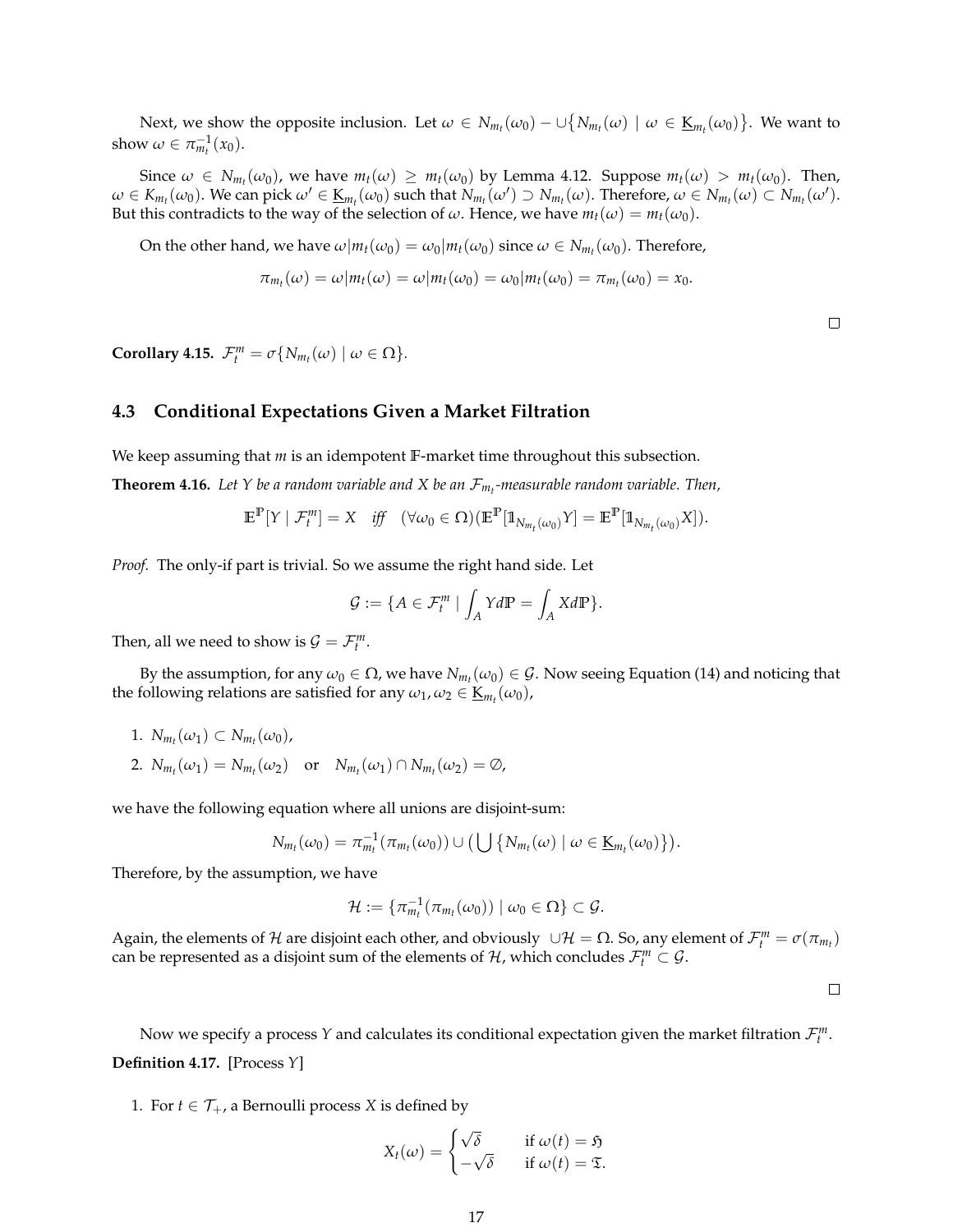Next, we show the opposite inclusion. Let $\omega \in N_{m_t}(\omega_0) - \cup\{N_{m_t}(\omega) \mid \omega \in \underline{K}_{m_t}(\omega_0)\}$. We want to show $\omega \in \pi_{m_t}^{-1}(x_0)$.

Since $\omega \in N_{m_t}(\omega_0)$, we have $m_t(\omega) \geq m_t(\omega_0)$ by Lemma 4.12. Suppose $m_t(\omega) > m_t(\omega_0)$. Then, $\omega \in K_{m_t}(\omega_0)$. We can pick $\omega' \in \underline{K}_{m_t}(\omega_0)$ such that $N_{m_t}(\omega') \supset N_{m_t}(\omega)$. Therefore, $\omega \in N_{m_t}(\omega) \subset N_{m_t}(\omega')$. But this contradicts to the way of the selection of $\omega$. Hence, we have $m_t(\omega) = m_t(\omega_0)$.

On the other hand, we have $\omega|m_t(\omega_0) = \omega_0|m_t(\omega_0)$ since $\omega \in N_{m_t}(\omega_0)$. Therefore,

$$\pi_{m_t}(\omega) = \omega|m_t(\omega) = \omega|m_t(\omega_0) = \omega_0|m_t(\omega_0) = \pi_{m_t}(\omega_0) = x_0.$$

□

**Corollary 4.15.** $\mathcal{F}_t^m = \sigma\{N_{m_t}(\omega) \mid \omega \in \Omega\}$.

### 4.3 Conditional Expectations Given a Market Filtration

We keep assuming that $m$ is an idempotent $\mathbb{F}$-market time throughout this subsection.

**Theorem 4.16.** *Let $Y$ be a random variable and $X$ be an $\mathcal{F}_{m_t}$-measurable random variable. Then,*

$$\mathbb{E}^{\mathbb{P}}[Y \mid \mathcal{F}_t^m] = X \quad \textit{iff} \quad (\forall \omega_0 \in \Omega)(\mathbb{E}^{\mathbb{P}}[\mathbb{1}_{N_{m_t}(\omega_0)}Y] = \mathbb{E}^{\mathbb{P}}[\mathbb{1}_{N_{m_t}(\omega_0)}X]).$$

*Proof.* The only-if part is trivial. So we assume the right hand side. Let

$$\mathcal{G} := \{A \in \mathcal{F}_t^m \mid \int_A Y d\mathbb{P} = \int_A X d\mathbb{P}\}.$$

Then, all we need to show is $\mathcal{G} = \mathcal{F}_t^m$.

By the assumption, for any $\omega_0 \in \Omega$, we have $N_{m_t}(\omega_0) \in \mathcal{G}$. Now seeing Equation (14) and noticing that the following relations are satisfied for any $\omega_1, \omega_2 \in \underline{K}_{m_t}(\omega_0)$,

1. $N_{m_t}(\omega_1) \subset N_{m_t}(\omega_0)$,
2. $N_{m_t}(\omega_1) = N_{m_t}(\omega_2)$ or $N_{m_t}(\omega_1) \cap N_{m_t}(\omega_2) = \emptyset$,

we have the following equation where all unions are disjoint-sum:

$$N_{m_t}(\omega_0) = \pi_{m_t}^{-1}(\pi_{m_t}(\omega_0)) \cup \left(\bigcup \{N_{m_t}(\omega) \mid \omega \in \underline{K}_{m_t}(\omega_0)\}\right).$$

Therefore, by the assumption, we have

$$\mathcal{H} := \{\pi_{m_t}^{-1}(\pi_{m_t}(\omega_0)) \mid \omega_0 \in \Omega\} \subset \mathcal{G}.$$

Again, the elements of $\mathcal{H}$ are disjoint each other, and obviously $\cup\mathcal{H} = \Omega$. So, any element of $\mathcal{F}_t^m = \sigma(\pi_{m_t})$ can be represented as a disjoint sum of the elements of $\mathcal{H}$, which concludes $\mathcal{F}_t^m \subset \mathcal{G}$.

□

Now we specify a process $Y$ and calculates its conditional expectation given the market filtration $\mathcal{F}_t^m$.

**Definition 4.17.** [Process $Y$]

1. For $t \in \mathcal{T}_+$, a Bernoulli process $X$ is defined by

$$X_t(\omega) = \begin{cases} \sqrt{\delta} & \text{if } \omega(t) = \mathfrak{H} \\ -\sqrt{\delta} & \text{if } \omega(t) = \mathfrak{T}. \end{cases}$$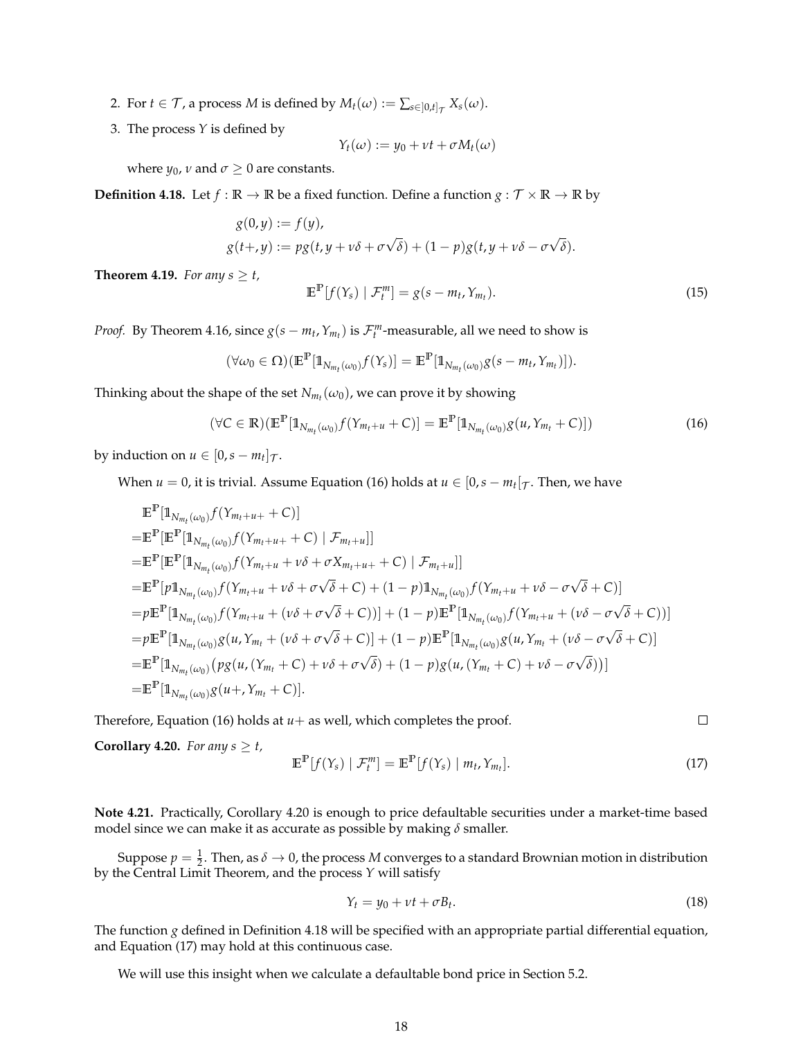2. For $t \in \mathcal{T}$, a process $M$ is defined by $M_t(\omega) := \sum_{s \in ]0,t]_{\mathcal{T}}} X_s(\omega)$.
3. The process $Y$ is defined by

$$Y_t(\omega) := y_0 + \nu t + \sigma M_t(\omega)$$

where $y_0$, $\nu$ and $\sigma \geq 0$ are constants.

**Definition 4.18.** Let $f : \mathbb{R} \to \mathbb{R}$ be a fixed function. Define a function $g : \mathcal{T} \times \mathbb{R} \to \mathbb{R}$ by

$$\begin{aligned}
g(0, y) &:= f(y), \\
g(t+, y) &:= p g(t, y + \nu\delta + \sigma\sqrt{\delta}) + (1-p) g(t, y + \nu\delta - \sigma\sqrt{\delta}).
\end{aligned}$$

**Theorem 4.19.** *For any $s \geq t$,*

$$\mathbb{E}^{\mathbb{P}}[f(Y_s) \mid \mathcal{F}_t^m] = g(s - m_t, Y_{m_t}). \tag{15}$$

*Proof.* By Theorem 4.16, since $g(s - m_t, Y_{m_t})$ is $\mathcal{F}_t^m$-measurable, all we need to show is

$$(\forall \omega_0 \in \Omega)(\mathbb{E}^{\mathbb{P}}[\mathbb{1}_{N_{m_t}(\omega_0)} f(Y_s)] = \mathbb{E}^{\mathbb{P}}[\mathbb{1}_{N_{m_t}(\omega_0)} g(s - m_t, Y_{m_t})]).$$

Thinking about the shape of the set $N_{m_t}(\omega_0)$, we can prove it by showing

$$(\forall C \in \mathbb{R})(\mathbb{E}^{\mathbb{P}}[\mathbb{1}_{N_{m_t}(\omega_0)} f(Y_{m_t+u} + C)] = \mathbb{E}^{\mathbb{P}}[\mathbb{1}_{N_{m_t}(\omega_0)} g(u, Y_{m_t} + C)]) \tag{16}$$

by induction on $u \in [0, s - m_t]_{\mathcal{T}}$.

When $u = 0$, it is trivial. Assume Equation (16) holds at $u \in [0, s - m_t[_{\mathcal{T}}$. Then, we have

$$\begin{aligned}
&\mathbb{E}^{\mathbb{P}}[\mathbb{1}_{N_{m_t}(\omega_0)} f(Y_{m_t+u+} + C)] \\
=&\mathbb{E}^{\mathbb{P}}[\mathbb{E}^{\mathbb{P}}[\mathbb{1}_{N_{m_t}(\omega_0)} f(Y_{m_t+u+} + C) \mid \mathcal{F}_{m_t+u}]] \\
=&\mathbb{E}^{\mathbb{P}}[\mathbb{E}^{\mathbb{P}}[\mathbb{1}_{N_{m_t}(\omega_0)} f(Y_{m_t+u} + \nu\delta + \sigma X_{m_t+u+} + C) \mid \mathcal{F}_{m_t+u}]] \\
=&\mathbb{E}^{\mathbb{P}}[p\mathbb{1}_{N_{m_t}(\omega_0)} f(Y_{m_t+u} + \nu\delta + \sigma\sqrt{\delta} + C) + (1-p)\mathbb{1}_{N_{m_t}(\omega_0)} f(Y_{m_t+u} + \nu\delta - \sigma\sqrt{\delta} + C)] \\
=&p\mathbb{E}^{\mathbb{P}}[\mathbb{1}_{N_{m_t}(\omega_0)} f(Y_{m_t+u} + (\nu\delta + \sigma\sqrt{\delta} + C))] + (1-p)\mathbb{E}^{\mathbb{P}}[\mathbb{1}_{N_{m_t}(\omega_0)} f(Y_{m_t+u} + (\nu\delta - \sigma\sqrt{\delta} + C))] \\
=&p\mathbb{E}^{\mathbb{P}}[\mathbb{1}_{N_{m_t}(\omega_0)} g(u, Y_{m_t} + (\nu\delta + \sigma\sqrt{\delta} + C)] + (1-p)\mathbb{E}^{\mathbb{P}}[\mathbb{1}_{N_{m_t}(\omega_0)} g(u, Y_{m_t} + (\nu\delta - \sigma\sqrt{\delta} + C)] \\
=&\mathbb{E}^{\mathbb{P}}[\mathbb{1}_{N_{m_t}(\omega_0)} \big(p g(u, (Y_{m_t} + C) + \nu\delta + \sigma\sqrt{\delta}) + (1-p) g(u, (Y_{m_t} + C) + \nu\delta - \sigma\sqrt{\delta})\big)] \\
=&\mathbb{E}^{\mathbb{P}}[\mathbb{1}_{N_{m_t}(\omega_0)} g(u+, Y_{m_t} + C)].
\end{aligned}$$

Therefore, Equation (16) holds at $u+$ as well, which completes the proof. $\square$

**Corollary 4.20.** *For any $s \geq t$,*

$$\mathbb{E}^{\mathbb{P}}[f(Y_s) \mid \mathcal{F}_t^m] = \mathbb{E}^{\mathbb{P}}[f(Y_s) \mid m_t, Y_{m_t}]. \tag{17}$$

**Note 4.21.** Practically, Corollary 4.20 is enough to price defaultable securities under a market-time based model since we can make it as accurate as possible by making $\delta$ smaller.

Suppose $p = \frac{1}{2}$. Then, as $\delta \to 0$, the process $M$ converges to a standard Brownian motion in distribution by the Central Limit Theorem, and the process $Y$ will satisfy

$$Y_t = y_0 + \nu t + \sigma B_t. \tag{18}$$

The function $g$ defined in Definition 4.18 will be specified with an appropriate partial differential equation, and Equation (17) may hold at this continuous case.

We will use this insight when we calculate a defaultable bond price in Section 5.2.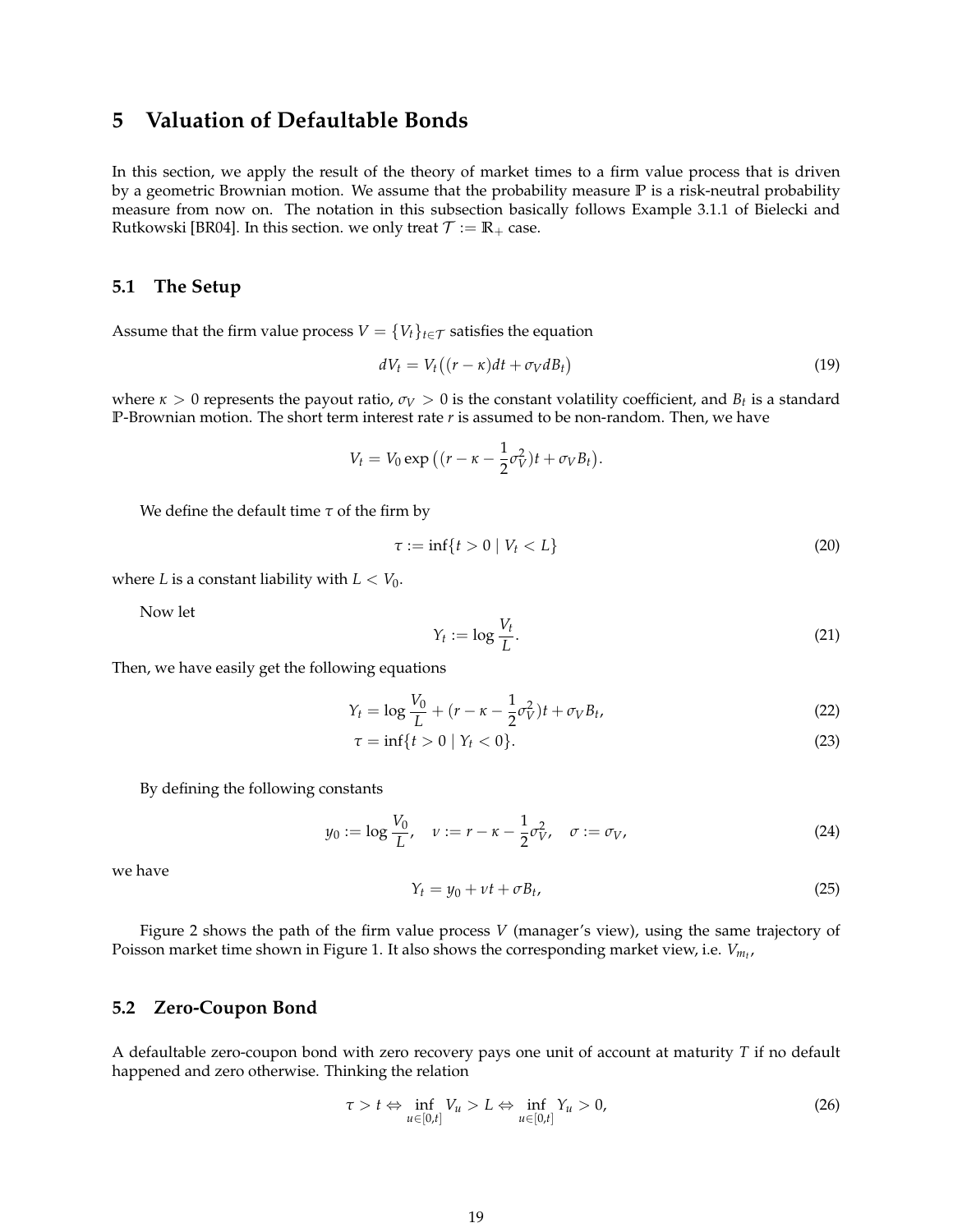# 5 Valuation of Defaultable Bonds

In this section, we apply the result of the theory of market times to a firm value process that is driven by a geometric Brownian motion. We assume that the probability measure $\mathbb{P}$ is a risk-neutral probability measure from now on. The notation in this subsection basically follows Example 3.1.1 of Bielecki and Rutkowski [BR04]. In this section. we only treat $\mathcal{T} := \mathbb{R}_+$ case.

## 5.1 The Setup

Assume that the firm value process $V = \{V_t\}_{t \in \mathcal{T}}$ satisfies the equation

$$dV_t = V_t\big((r - \kappa)dt + \sigma_V dB_t\big) \tag{19}$$

where $\kappa > 0$ represents the payout ratio, $\sigma_V > 0$ is the constant volatility coefficient, and $B_t$ is a standard $\mathbb{P}$-Brownian motion. The short term interest rate $r$ is assumed to be non-random. Then, we have

$$V_t = V_0 \exp\big((r - \kappa - \frac{1}{2}\sigma_V^2)t + \sigma_V B_t\big).$$

We define the default time $\tau$ of the firm by

$$\tau := \inf\{t > 0 \mid V_t < L\} \tag{20}$$

where $L$ is a constant liability with $L < V_0$.

Now let

$$Y_t := \log \frac{V_t}{L}. \tag{21}$$

Then, we have easily get the following equations

$$Y_t = \log \frac{V_0}{L} + (r - \kappa - \frac{1}{2}\sigma_V^2)t + \sigma_V B_t, \tag{22}$$

$$\tau = \inf\{t > 0 \mid Y_t < 0\}. \tag{23}$$

By defining the following constants

$$y_0 := \log \frac{V_0}{L}, \quad \nu := r - \kappa - \frac{1}{2}\sigma_V^2, \quad \sigma := \sigma_V, \tag{24}$$

we have

$$Y_t = y_0 + \nu t + \sigma B_t, \tag{25}$$

Figure 2 shows the path of the firm value process $V$ (manager's view), using the same trajectory of Poisson market time shown in Figure 1. It also shows the corresponding market view, i.e. $V_{m_t}$,

## 5.2 Zero-Coupon Bond

A defaultable zero-coupon bond with zero recovery pays one unit of account at maturity $T$ if no default happened and zero otherwise. Thinking the relation

$$\tau > t \Leftrightarrow \inf_{u \in [0,t]} V_u > L \Leftrightarrow \inf_{u \in [0,t]} Y_u > 0, \tag{26}$$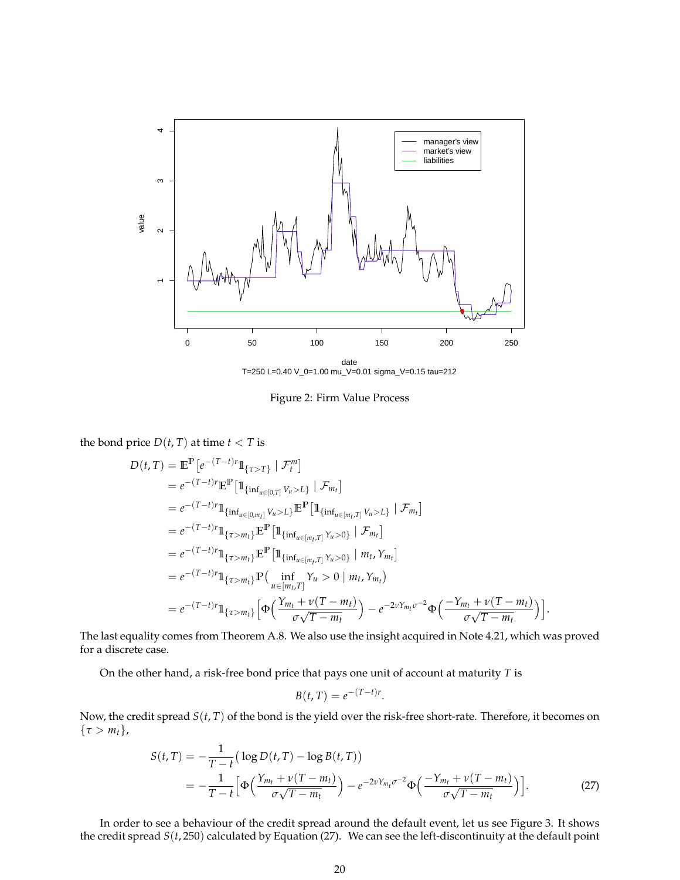Figure 2: Firm Value Process

the bond price $D(t,T)$ at time $t < T$ is

$$
\begin{aligned}
D(t,T) &= \mathbb{E}^{\mathbb{P}}\left[e^{-(T-t)r}\mathbb{1}_{\{\tau > T\}} \mid \mathcal{F}_t^m\right] \\
&= e^{-(T-t)r}\mathbb{E}^{\mathbb{P}}\left[\mathbb{1}_{\{\inf_{u\in[0,T]} V_u > L\}} \mid \mathcal{F}_{m_t}\right] \\
&= e^{-(T-t)r}\mathbb{1}_{\{\inf_{u\in[0,m_t]} V_u > L\}}\mathbb{E}^{\mathbb{P}}\left[\mathbb{1}_{\{\inf_{u\in[m_t,T]} V_u > L\}} \mid \mathcal{F}_{m_t}\right] \\
&= e^{-(T-t)r}\mathbb{1}_{\{\tau > m_t\}}\mathbb{E}^{\mathbb{P}}\left[\mathbb{1}_{\{\inf_{u\in[m_t,T]} Y_u > 0\}} \mid \mathcal{F}_{m_t}\right] \\
&= e^{-(T-t)r}\mathbb{1}_{\{\tau > m_t\}}\mathbb{E}^{\mathbb{P}}\left[\mathbb{1}_{\{\inf_{u\in[m_t,T]} Y_u > 0\}} \mid m_t, Y_{m_t}\right] \\
&= e^{-(T-t)r}\mathbb{1}_{\{\tau > m_t\}}\mathbb{P}\Big(\inf_{u\in[m_t,T]} Y_u > 0 \mid m_t, Y_{m_t}\Big) \\
&= e^{-(T-t)r}\mathbb{1}_{\{\tau > m_t\}}\Big[\Phi\Big(\frac{Y_{m_t} + \nu(T-m_t)}{\sigma\sqrt{T-m_t}}\Big) - e^{-2\nu Y_{m_t}\sigma^{-2}}\Phi\Big(\frac{-Y_{m_t} + \nu(T-m_t)}{\sigma\sqrt{T-m_t}}\Big)\Big].
\end{aligned}
$$

The last equality comes from Theorem A.8. We also use the insight acquired in Note 4.21, which was proved for a discrete case.

On the other hand, a risk-free bond price that pays one unit of account at maturity $T$ is

$$B(t,T) = e^{-(T-t)r}.$$

Now, the credit spread $S(t,T)$ of the bond is the yield over the risk-free short-rate. Therefore, it becomes on $\{\tau > m_t\}$,

$$
\begin{aligned}
S(t,T) &= -\frac{1}{T-t}\big(\log D(t,T) - \log B(t,T)\big) \\
&= -\frac{1}{T-t}\Big[\Phi\Big(\frac{Y_{m_t} + \nu(T-m_t)}{\sigma\sqrt{T-m_t}}\Big) - e^{-2\nu Y_{m_t}\sigma^{-2}}\Phi\Big(\frac{-Y_{m_t} + \nu(T-m_t)}{\sigma\sqrt{T-m_t}}\Big)\Big]. \qquad (27)
\end{aligned}
$$

In order to see a behaviour of the credit spread around the default event, let us see Figure 3. It shows the credit spread $S(t,250)$ calculated by Equation (27). We can see the left-discontinuity at the default point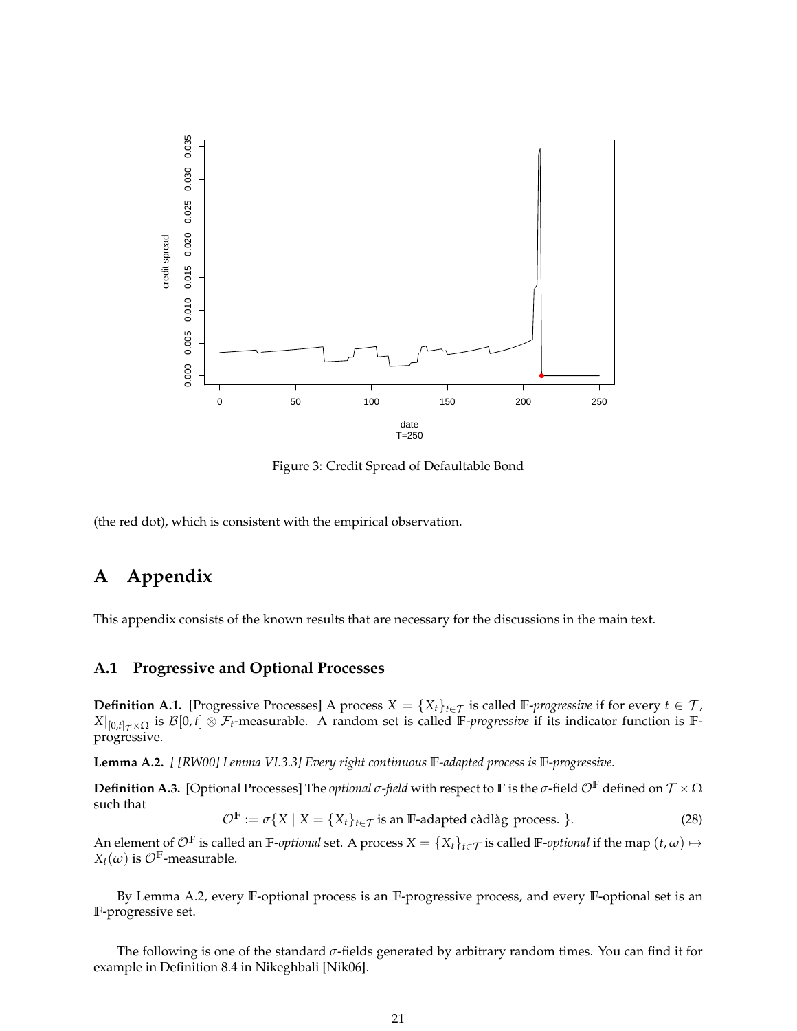Figure 3: Credit Spread of Defaultable Bond

(the red dot), which is consistent with the empirical observation.

# A Appendix

This appendix consists of the known results that are necessary for the discussions in the main text.

## A.1 Progressive and Optional Processes

**Definition A.1.** [Progressive Processes] A process $X = \{X_t\}_{t\in\mathcal{T}}$ is called $\mathbb{F}$-*progressive* if for every $t \in \mathcal{T}$, $X|_{[0,t]_{\mathcal{T}}\times\Omega}$ is $\mathcal{B}[0,t] \otimes \mathcal{F}_t$-measurable. A random set is called $\mathbb{F}$-*progressive* if its indicator function is $\mathbb{F}$-progressive.

**Lemma A.2.** *[ [RW00] Lemma VI.3.3] Every right continuous* $\mathbb{F}$*-adapted process is* $\mathbb{F}$*-progressive.*

**Definition A.3.** [Optional Processes] The *optional σ-field* with respect to $\mathbb{F}$ is the $\sigma$-field $\mathcal{O}^{\mathbb{F}}$ defined on $\mathcal{T} \times \Omega$ such that

$$\mathcal{O}^{\mathbb{F}} := \sigma\{X \mid X = \{X_t\}_{t\in\mathcal{T}} \text{ is an } \mathbb{F}\text{-adapted càdlàg process. }\}. \tag{28}$$

An element of $\mathcal{O}^{\mathbb{F}}$ is called an $\mathbb{F}$-*optional* set. A process $X = \{X_t\}_{t\in\mathcal{T}}$ is called $\mathbb{F}$-*optional* if the map $(t,\omega) \mapsto X_t(\omega)$ is $\mathcal{O}^{\mathbb{F}}$-measurable.

By Lemma A.2, every $\mathbb{F}$-optional process is an $\mathbb{F}$-progressive process, and every $\mathbb{F}$-optional set is an $\mathbb{F}$-progressive set.

The following is one of the standard $\sigma$-fields generated by arbitrary random times. You can find it for example in Definition 8.4 in Nikeghbali [Nik06].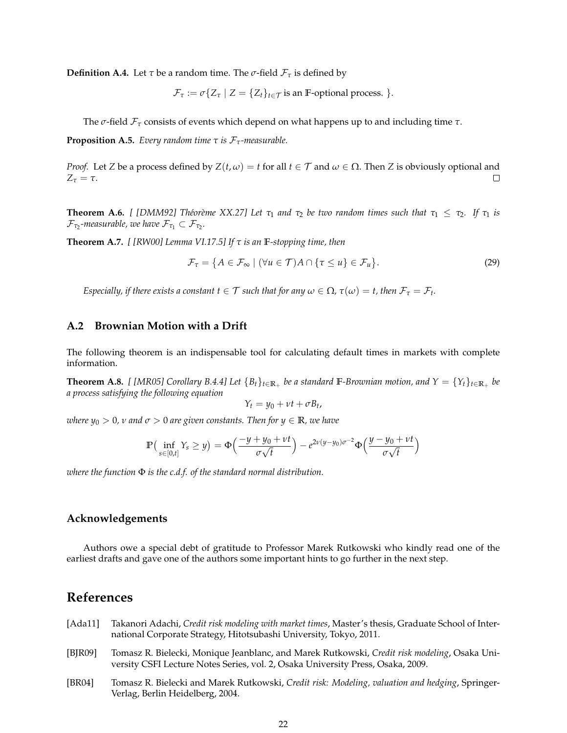**Definition A.4.** Let $\tau$ be a random time. The $\sigma$-field $\mathcal{F}_\tau$ is defined by

$$\mathcal{F}_\tau := \sigma\{Z_\tau \mid Z = \{Z_t\}_{t \in \mathcal{T}} \text{ is an } \mathbb{F}\text{-optional process. }\}.$$

The $\sigma$-field $\mathcal{F}_\tau$ consists of events which depend on what happens up to and including time $\tau$.

**Proposition A.5.** *Every random time $\tau$ is $\mathcal{F}_\tau$-measurable.*

*Proof.* Let $Z$ be a process defined by $Z(t, \omega) = t$ for all $t \in \mathcal{T}$ and $\omega \in \Omega$. Then $Z$ is obviously optional and $Z_\tau = \tau$. □

**Theorem A.6.** *[ [DMM92] Théorème XX.27] Let $\tau_1$ and $\tau_2$ be two random times such that $\tau_1 \leq \tau_2$. If $\tau_1$ is $\mathcal{F}_{\tau_2}$-measurable, we have $\mathcal{F}_{\tau_1} \subset \mathcal{F}_{\tau_2}$.*

**Theorem A.7.** *[ [RW00] Lemma VI.17.5] If $\tau$ is an $\mathbb{F}$-stopping time, then*

$$\mathcal{F}_\tau = \{A \in \mathcal{F}_\infty \mid (\forall u \in \mathcal{T}) A \cap \{\tau \leq u\} \in \mathcal{F}_u\}. \tag{29}$$

*Especially, if there exists a constant $t \in \mathcal{T}$ such that for any $\omega \in \Omega$, $\tau(\omega) = t$, then $\mathcal{F}_\tau = \mathcal{F}_t$.*

## A.2 Brownian Motion with a Drift

The following theorem is an indispensable tool for calculating default times in markets with complete information.

**Theorem A.8.** *[ [MR05] Corollary B.4.4] Let $\{B_t\}_{t \in \mathbb{R}_+}$ be a standard $\mathbb{F}$-Brownian motion, and $Y = \{Y_t\}_{t \in \mathbb{R}_+}$ be a process satisfying the following equation*

$$Y_t = y_0 + \nu t + \sigma B_t,$$

*where $y_0 > 0$, $\nu$ and $\sigma > 0$ are given constants. Then for $y \in \mathbb{R}$, we have*

$$\mathbb{P}\big(\inf_{s \in [0,t]} Y_s \geq y\big) = \Phi\Big(\frac{-y + y_0 + \nu t}{\sigma \sqrt{t}}\Big) - e^{2\nu(y - y_0)\sigma^{-2}} \Phi\Big(\frac{y - y_0 + \nu t}{\sigma \sqrt{t}}\Big)$$

*where the function $\Phi$ is the c.d.f. of the standard normal distribution.*

## Acknowledgements

Authors owe a special debt of gratitude to Professor Marek Rutkowski who kindly read one of the earliest drafts and gave one of the authors some important hints to go further in the next step.

# References

[Ada11] Takanori Adachi, *Credit risk modeling with market times*, Master's thesis, Graduate School of International Corporate Strategy, Hitotsubashi University, Tokyo, 2011.

[BJR09] Tomasz R. Bielecki, Monique Jeanblanc, and Marek Rutkowski, *Credit risk modeling*, Osaka University CSFI Lecture Notes Series, vol. 2, Osaka University Press, Osaka, 2009.

[BR04] Tomasz R. Bielecki and Marek Rutkowski, *Credit risk: Modeling, valuation and hedging*, Springer-Verlag, Berlin Heidelberg, 2004.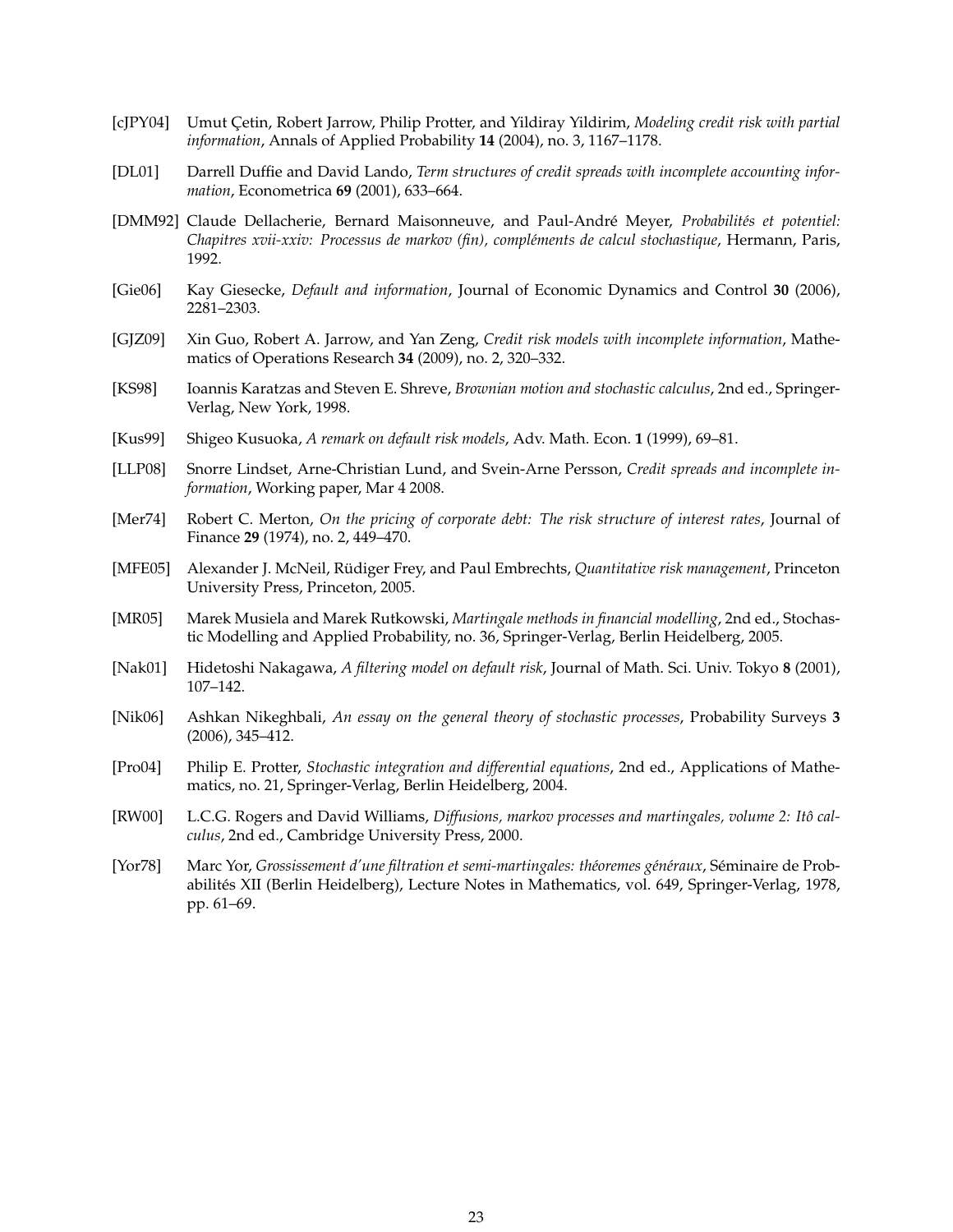[cJPY04] Umut Çetin, Robert Jarrow, Philip Protter, and Yildiray Yildirim, *Modeling credit risk with partial information*, Annals of Applied Probability **14** (2004), no. 3, 1167–1178.

[DL01] Darrell Duffie and David Lando, *Term structures of credit spreads with incomplete accounting information*, Econometrica **69** (2001), 633–664.

[DMM92] Claude Dellacherie, Bernard Maisonneuve, and Paul-André Meyer, *Probabilités et potentiel: Chapitres xvii-xxiv: Processus de markov (fin), compléments de calcul stochastique*, Hermann, Paris, 1992.

[Gie06] Kay Giesecke, *Default and information*, Journal of Economic Dynamics and Control **30** (2006), 2281–2303.

[GJZ09] Xin Guo, Robert A. Jarrow, and Yan Zeng, *Credit risk models with incomplete information*, Mathematics of Operations Research **34** (2009), no. 2, 320–332.

[KS98] Ioannis Karatzas and Steven E. Shreve, *Brownian motion and stochastic calculus*, 2nd ed., Springer-Verlag, New York, 1998.

[Kus99] Shigeo Kusuoka, *A remark on default risk models*, Adv. Math. Econ. **1** (1999), 69–81.

[LLP08] Snorre Lindset, Arne-Christian Lund, and Svein-Arne Persson, *Credit spreads and incomplete information*, Working paper, Mar 4 2008.

[Mer74] Robert C. Merton, *On the pricing of corporate debt: The risk structure of interest rates*, Journal of Finance **29** (1974), no. 2, 449–470.

[MFE05] Alexander J. McNeil, Rüdiger Frey, and Paul Embrechts, *Quantitative risk management*, Princeton University Press, Princeton, 2005.

[MR05] Marek Musiela and Marek Rutkowski, *Martingale methods in financial modelling*, 2nd ed., Stochastic Modelling and Applied Probability, no. 36, Springer-Verlag, Berlin Heidelberg, 2005.

[Nak01] Hidetoshi Nakagawa, *A filtering model on default risk*, Journal of Math. Sci. Univ. Tokyo **8** (2001), 107–142.

[Nik06] Ashkan Nikeghbali, *An essay on the general theory of stochastic processes*, Probability Surveys **3** (2006), 345–412.

[Pro04] Philip E. Protter, *Stochastic integration and differential equations*, 2nd ed., Applications of Mathematics, no. 21, Springer-Verlag, Berlin Heidelberg, 2004.

[RW00] L.C.G. Rogers and David Williams, *Diffusions, markov processes and martingales, volume 2: Itô calculus*, 2nd ed., Cambridge University Press, 2000.

[Yor78] Marc Yor, *Grossissement d'une filtration et semi-martingales: théoremes généraux*, Séminaire de Probabilités XII (Berlin Heidelberg), Lecture Notes in Mathematics, vol. 649, Springer-Verlag, 1978, pp. 61–69.